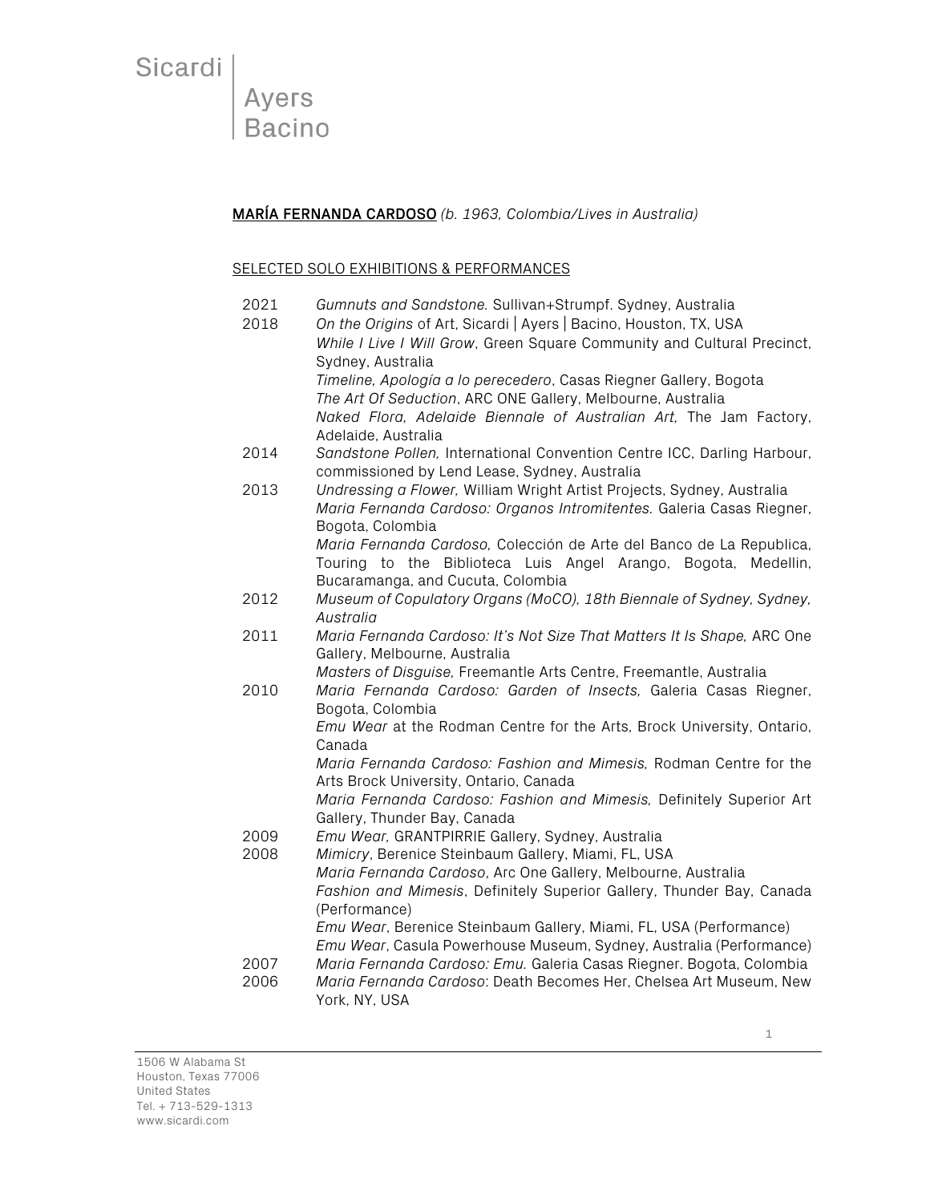Sicardi | Ayers | Bacino

**MARÍA FERNANDA CARDOSO** *(b. 1963, Colombia/Lives in Australia)*

## SELECTED SOLO EXHIBITIONS & PERFORMANCES

2021 *Gumnuts and Sandstone*. Sullivan+Strumpf. Sydney, Australia

2018 *On the Origins* of Art, Sicardi | Ayers | Bacino, Houston, TX, USA
*While I Live I Will Grow*, Green Square Community and Cultural Precinct, Sydney, Australia
*Timeline, Apología a lo perecedero*, Casas Riegner Gallery, Bogota
*The Art Of Seduction*, ARC ONE Gallery, Melbourne, Australia
*Naked Flora, Adelaide Biennale of Australian Art,* The Jam Factory, Adelaide, Australia

2014 *Sandstone Pollen,* International Convention Centre ICC, Darling Harbour, commissioned by Lend Lease, Sydney, Australia

2013 *Undressing a Flower,* William Wright Artist Projects, Sydney, Australia
*Maria Fernanda Cardoso: Organos Intromitentes.* Galeria Casas Riegner, Bogota, Colombia
*Maria Fernanda Cardoso,* Colección de Arte del Banco de La Republica, Touring to the Biblioteca Luis Angel Arango, Bogota, Medellin, Bucaramanga, and Cucuta, Colombia

2012 *Museum of Copulatory Organs (MoCO), 18th Biennale of Sydney, Sydney, Australia*

2011 *Maria Fernanda Cardoso: It's Not Size That Matters It Is Shape,* ARC One Gallery, Melbourne, Australia
*Masters of Disguise,* Freemantle Arts Centre, Freemantle, Australia

2010 *Maria Fernanda Cardoso: Garden of Insects,* Galeria Casas Riegner, Bogota, Colombia
*Emu Wear* at the Rodman Centre for the Arts, Brock University, Ontario, Canada
*Maria Fernanda Cardoso: Fashion and Mimesis,* Rodman Centre for the Arts Brock University, Ontario, Canada
*Maria Fernanda Cardoso: Fashion and Mimesis,* Definitely Superior Art Gallery, Thunder Bay, Canada

2009 *Emu Wear,* GRANTPIRRIE Gallery, Sydney, Australia

2008 *Mimicry*, Berenice Steinbaum Gallery, Miami, FL, USA
*Maria Fernanda Cardoso*, Arc One Gallery, Melbourne, Australia
*Fashion and Mimesis*, Definitely Superior Gallery, Thunder Bay, Canada (Performance)
*Emu Wear*, Berenice Steinbaum Gallery, Miami, FL, USA (Performance)
*Emu Wear*, Casula Powerhouse Museum, Sydney, Australia (Performance)

2007 *Maria Fernanda Cardoso: Emu.* Galeria Casas Riegner. Bogota, Colombia

2006 *Maria Fernanda Cardoso*: Death Becomes Her, Chelsea Art Museum, New York, NY, USA

1506 W Alabama St
Houston, Texas 77006
United States
Tel. + 713-529-1313
www.sicardi.com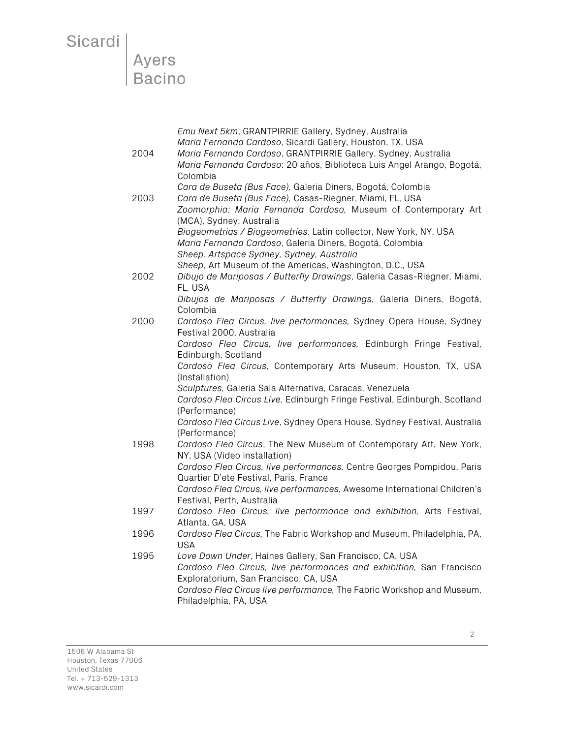| | |
|---|---|
| | *Emu Next 5km*, GRANTPIRRIE Gallery, Sydney, Australia |
| | *Maria Fernanda Cardoso*, Sicardi Gallery, Houston, TX, USA |
| 2004 | *Maria Fernanda Cardoso*, GRANTPIRRIE Gallery, Sydney, Australia |
| | *Maria Fernanda Cardoso*: 20 años, Biblioteca Luis Angel Arango, Bogotá, Colombia |
| | *Cara de Buseta (Bus Face),* Galeria Diners, Bogotá, Colombia |
| 2003 | *Cara de Buseta (Bus Face),* Casas-Riegner, Miami, FL, USA |
| | *Zoomorphia: Maria Fernanda Cardoso,* Museum of Contemporary Art (MCA), Sydney, Australia |
| | *Biogeometrias / Biogeometries.* Latin collector, New York, NY, USA |
| | *Maria Fernanda Cardoso*, Galeria Diners, Bogotá, Colombia |
| | *Sheep, Artspace Sydney, Sydney, Australia* |
| | *Sheep*, Art Museum of the Americas, Washington, D.C., USA |
| 2002 | *Dibujo de Mariposas / Butterfly Drawings*, Galeria Casas-Riegner, Miami, FL, USA |
| | *Dibujos de Mariposas / Butterfly Drawings,* Galeria Diners, Bogotá, Colombia |
| 2000 | *Cardoso Flea Circus, live performances,* Sydney Opera House, Sydney Festival 2000, Australia |
| | *Cardoso Flea Circus, live performances,* Edinburgh Fringe Festival, Edinburgh, Scotland |
| | *Cardoso Flea Circus*, Contemporary Arts Museum, Houston, TX, USA (Installation) |
| | *Sculptures,* Galeria Sala Alternativa, Caracas, Venezuela |
| | *Cardoso Flea Circus Live*, Edinburgh Fringe Festival, Edinburgh, Scotland (Performance) |
| | *Cardoso Flea Circus Live*, Sydney Opera House, Sydney Festival, Australia (Performance) |
| 1998 | *Cardoso Flea Circus*, The New Museum of Contemporary Art, New York, NY, USA (Video installation) |
| | *Cardoso Flea Circus, live performances,* Centre Georges Pompidou, Paris Quartier D'ete Festival, Paris, France |
| | *Cardoso Flea Circus, live performances,* Awesome International Children's Festival, Perth, Australia |
| 1997 | *Cardoso Flea Circus, live performance and exhibition,* Arts Festival, Atlanta, GA, USA |
| 1996 | *Cardoso Flea Circus,* The Fabric Workshop and Museum, Philadelphia, PA, USA |
| 1995 | *Love Down Under*, Haines Gallery, San Francisco, CA, USA |
| | *Cardoso Flea Circus, live performances and exhibition,* San Francisco Exploratorium, San Francisco, CA, USA |
| | *Cardoso Flea Circus live performance,* The Fabric Workshop and Museum, Philadelphia, PA, USA |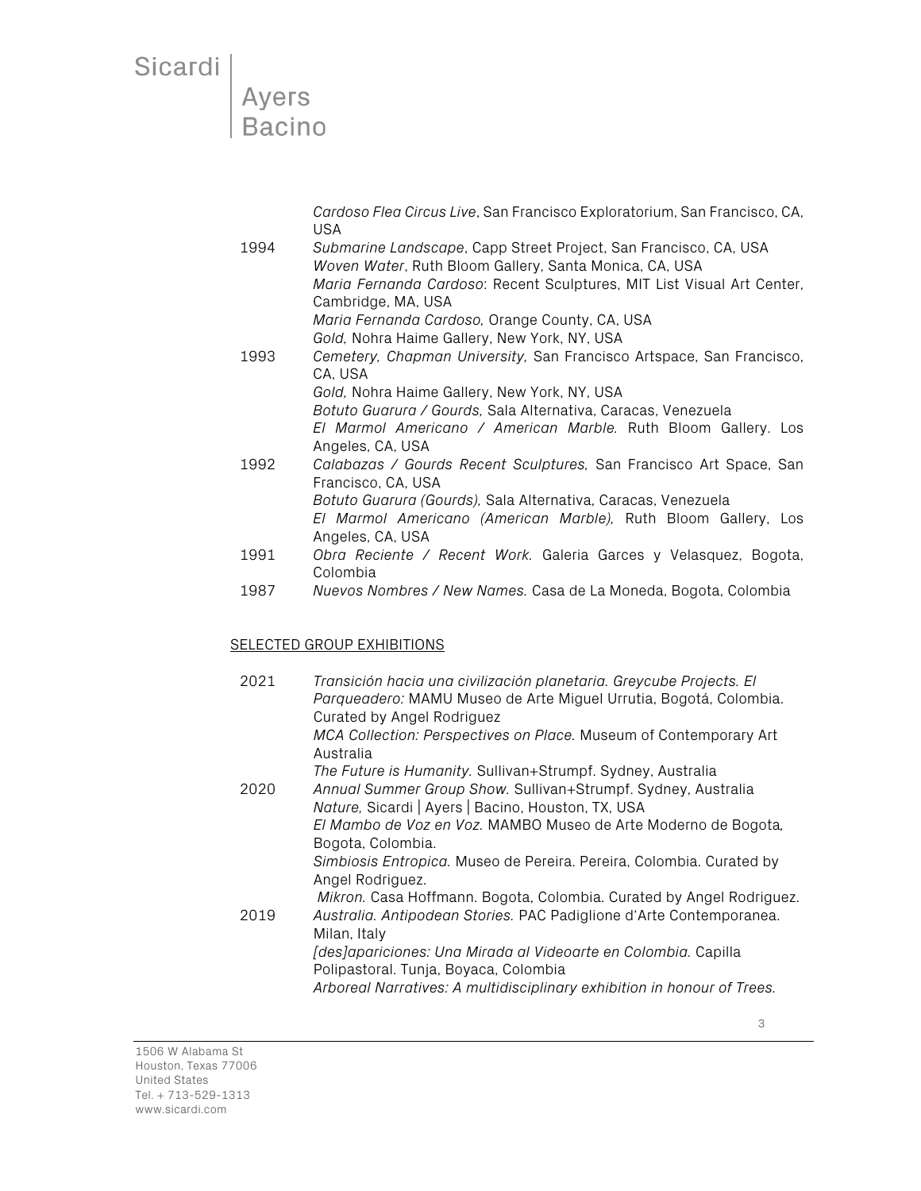| | |
|---|---|
| | *Cardoso Flea Circus Live*, San Francisco Exploratorium, San Francisco, CA, USA |
| 1994 | *Submarine Landscape*, Capp Street Project, San Francisco, CA, USA |
| | *Woven Water*, Ruth Bloom Gallery, Santa Monica, CA, USA |
| | *Maria Fernanda Cardoso*: Recent Sculptures, MIT List Visual Art Center, Cambridge, MA, USA |
| | *Maria Fernanda Cardoso,* Orange County, CA, USA |
| | *Gold,* Nohra Haime Gallery, New York, NY, USA |
| 1993 | *Cemetery, Chapman University,* San Francisco Artspace, San Francisco, CA, USA |
| | *Gold,* Nohra Haime Gallery, New York, NY, USA |
| | *Botuto Guarura / Gourds,* Sala Alternativa, Caracas, Venezuela |
| | *El Marmol Americano / American Marble.* Ruth Bloom Gallery. Los Angeles, CA, USA |
| 1992 | *Calabazas / Gourds Recent Sculptures,* San Francisco Art Space, San Francisco, CA, USA |
| | *Botuto Guarura (Gourds),* Sala Alternativa, Caracas, Venezuela |
| | *El Marmol Americano (American Marble),* Ruth Bloom Gallery, Los Angeles, CA, USA |
| 1991 | *Obra Reciente / Recent Work.* Galeria Garces y Velasquez, Bogota, Colombia |
| 1987 | *Nuevos Nombres / New Names.* Casa de La Moneda, Bogota, Colombia |

## SELECTED GROUP EXHIBITIONS

| | |
|---|---|
| 2021 | *Transición hacia una civilización planetaria. Greycube Projects. El Parqueadero:* MAMU Museo de Arte Miguel Urrutia, Bogotá, Colombia. Curated by Angel Rodriguez |
| | *MCA Collection: Perspectives on Place.* Museum of Contemporary Art Australia |
| | *The Future is Humanity.* Sullivan+Strumpf. Sydney, Australia |
| 2020 | *Annual Summer Group Show.* Sullivan+Strumpf. Sydney, Australia |
| | *Nature,* Sicardi \| Ayers \| Bacino, Houston, TX, USA |
| | *El Mambo de Voz en Voz.* MAMBO Museo de Arte Moderno de Bogota, Bogota, Colombia. |
| | *Simbiosis Entropica.* Museo de Pereira. Pereira, Colombia. Curated by Angel Rodriguez. |
| | *Mikron.* Casa Hoffmann. Bogota, Colombia. Curated by Angel Rodriguez. |
| 2019 | *Australia. Antipodean Stories.* PAC Padiglione d'Arte Contemporanea. Milan, Italy |
| | *[des]apariciones: Una Mirada al Videoarte en Colombia.* Capilla Polipastoral. Tunja, Boyaca, Colombia |
| | *Arboreal Narratives: A multidisciplinary exhibition in honour of Trees.* |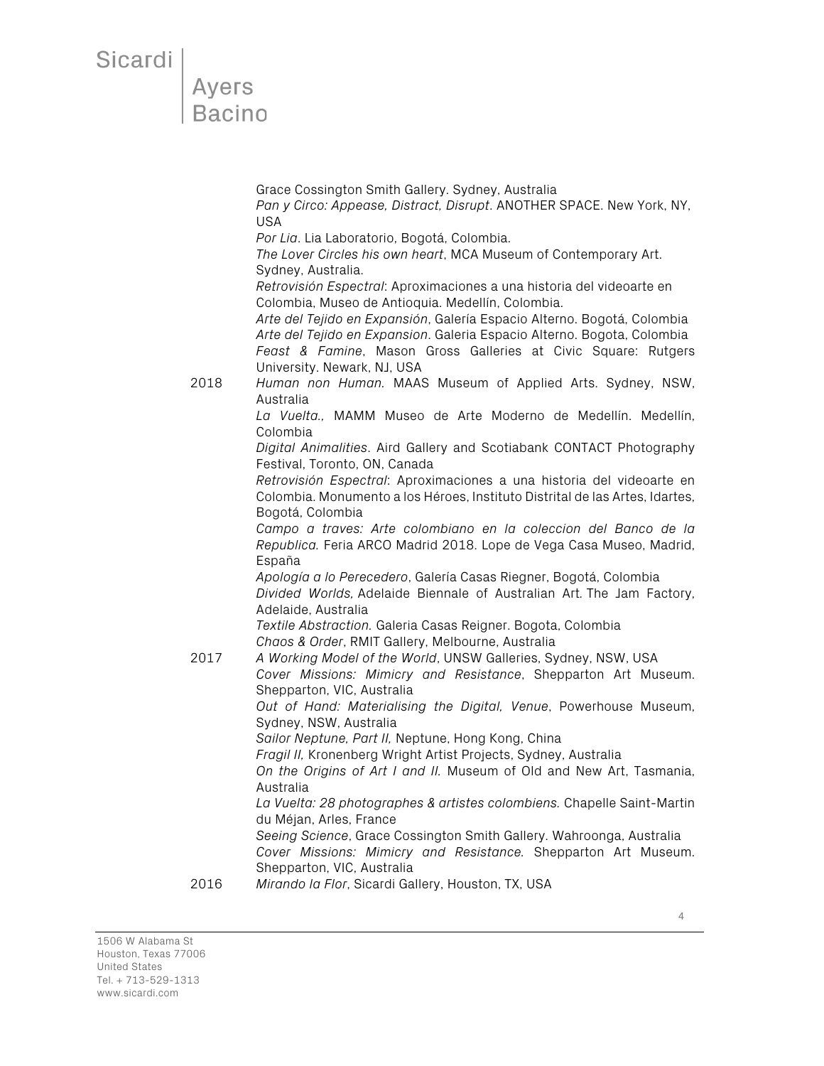Grace Cossington Smith Gallery. Sydney, Australia
*Pan y Circo: Appease, Distract, Disrupt*. ANOTHER SPACE. New York, NY, USA
*Por Lia*. Lia Laboratorio, Bogotá, Colombia.
*The Lover Circles his own heart*, MCA Museum of Contemporary Art. Sydney, Australia.
*Retrovisión Espectral*: Aproximaciones a una historia del videoarte en Colombia, Museo de Antioquia. Medellín, Colombia.
*Arte del Tejido en Expansión*, Galería Espacio Alterno. Bogotá, Colombia
*Arte del Tejido en Expansion*. Galeria Espacio Alterno. Bogota, Colombia
*Feast & Famine*, Mason Gross Galleries at Civic Square: Rutgers University. Newark, NJ, USA

2018 *Human non Human.* MAAS Museum of Applied Arts. Sydney, NSW, Australia
*La Vuelta.,* MAMM Museo de Arte Moderno de Medellín. Medellín, Colombia
*Digital Animalities*. Aird Gallery and Scotiabank CONTACT Photography Festival, Toronto, ON, Canada
*Retrovisión Espectral*: Aproximaciones a una historia del videoarte en Colombia. Monumento a los Héroes, Instituto Distrital de las Artes, Idartes, Bogotá, Colombia
*Campo a traves: Arte colombiano en la coleccion del Banco de la Republica.* Feria ARCO Madrid 2018. Lope de Vega Casa Museo, Madrid, España
*Apología a lo Perecedero*, Galería Casas Riegner, Bogotá, Colombia
*Divided Worlds,* Adelaide Biennale of Australian Art. The Jam Factory, Adelaide, Australia
*Textile Abstraction.* Galeria Casas Reigner. Bogota, Colombia
*Chaos & Order*, RMIT Gallery, Melbourne, Australia

2017 *A Working Model of the World*, UNSW Galleries, Sydney, NSW, USA
*Cover Missions: Mimicry and Resistance*, Shepparton Art Museum. Shepparton, VIC, Australia
*Out of Hand: Materialising the Digital, Venue*, Powerhouse Museum, Sydney, NSW, Australia
*Sailor Neptune, Part II,* Neptune, Hong Kong, China
*Fragil II,* Kronenberg Wright Artist Projects, Sydney, Australia
*On the Origins of Art I and II.* Museum of Old and New Art, Tasmania, Australia
*La Vuelta: 28 photographes & artistes colombiens.* Chapelle Saint-Martin du Méjan, Arles, France
*Seeing Science*, Grace Cossington Smith Gallery. Wahroonga, Australia
*Cover Missions: Mimicry and Resistance.* Shepparton Art Museum. Shepparton, VIC, Australia

2016 *Mirando la Flor*, Sicardi Gallery, Houston, TX, USA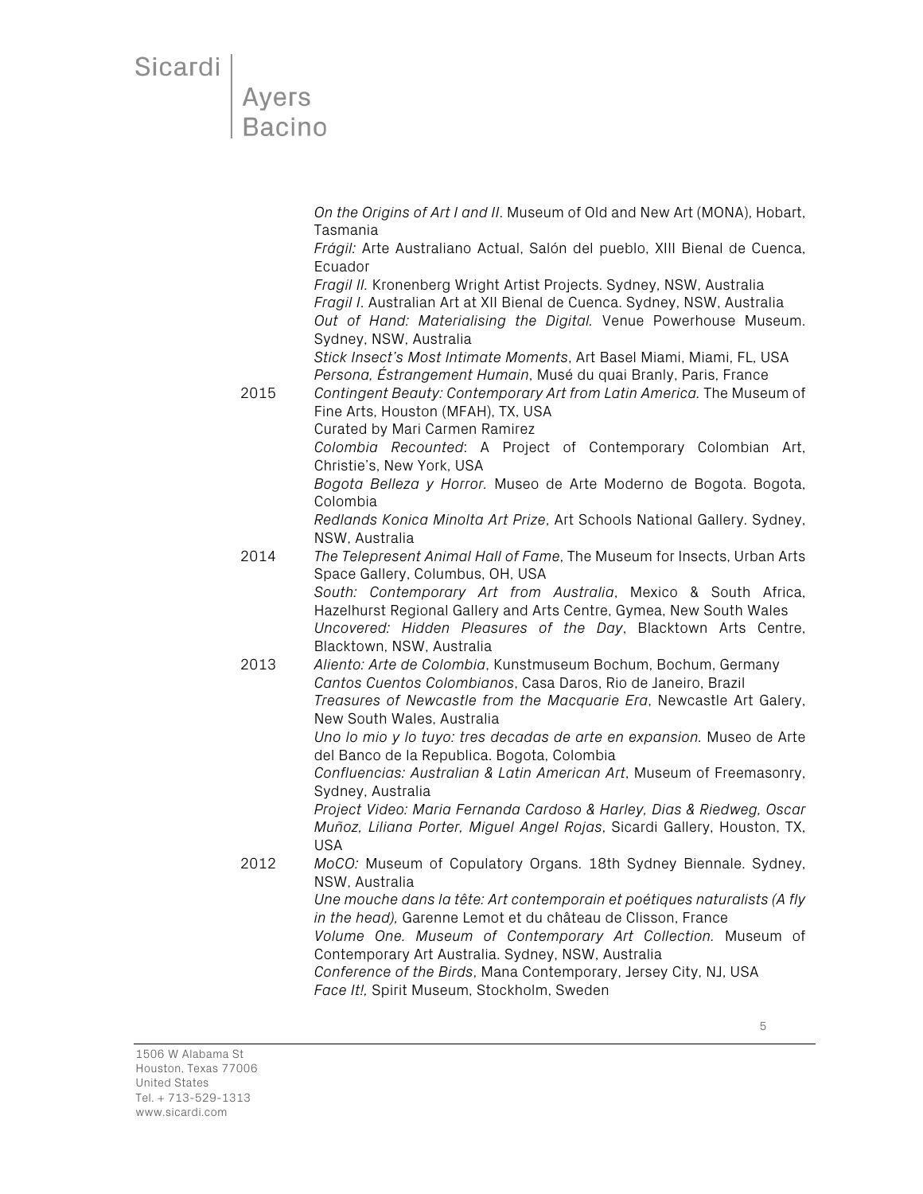*On the Origins of Art I and II*. Museum of Old and New Art (MONA), Hobart, Tasmania

*Frágil:* Arte Australiano Actual, Salón del pueblo, XIII Bienal de Cuenca, Ecuador

*Fragil II*. Kronenberg Wright Artist Projects. Sydney, NSW, Australia

*Fragil I*. Australian Art at XII Bienal de Cuenca. Sydney, NSW, Australia

*Out of Hand: Materialising the Digital.* Venue Powerhouse Museum. Sydney, NSW, Australia

*Stick Insect's Most Intimate Moments*, Art Basel Miami, Miami, FL, USA

*Persona, Éstrangement Humain*, Musé du quai Branly, Paris, France

2015 *Contingent Beauty: Contemporary Art from Latin America.* The Museum of Fine Arts, Houston (MFAH), TX, USA
Curated by Mari Carmen Ramirez

*Colombia Recounted*: A Project of Contemporary Colombian Art, Christie's, New York, USA

*Bogota Belleza y Horror*. Museo de Arte Moderno de Bogota. Bogota, Colombia

*Redlands Konica Minolta Art Prize*, Art Schools National Gallery. Sydney, NSW, Australia

2014 *The Telepresent Animal Hall of Fame*, The Museum for Insects, Urban Arts Space Gallery, Columbus, OH, USA

*South: Contemporary Art from Australia*, Mexico & South Africa, Hazelhurst Regional Gallery and Arts Centre, Gymea, New South Wales

*Uncovered: Hidden Pleasures of the Day*, Blacktown Arts Centre, Blacktown, NSW, Australia

2013 *Aliento: Arte de Colombia*, Kunstmuseum Bochum, Bochum, Germany

*Cantos Cuentos Colombianos*, Casa Daros, Rio de Janeiro, Brazil

*Treasures of Newcastle from the Macquarie Era*, Newcastle Art Galery, New South Wales, Australia

*Uno lo mio y lo tuyo: tres decadas de arte en expansion.* Museo de Arte del Banco de la Republica. Bogota, Colombia

*Confluencias: Australian & Latin American Art*, Museum of Freemasonry, Sydney, Australia

*Project Video: Maria Fernanda Cardoso & Harley, Dias & Riedweg, Oscar Muñoz, Liliana Porter, Miguel Angel Rojas*, Sicardi Gallery, Houston, TX, USA

2012 *MoCO:* Museum of Copulatory Organs. 18th Sydney Biennale. Sydney, NSW, Australia

*Une mouche dans la tête: Art contemporain et poétiques naturalists (A fly in the head),* Garenne Lemot et du château de Clisson, France

*Volume One. Museum of Contemporary Art Collection.* Museum of Contemporary Art Australia. Sydney, NSW, Australia

*Conference of the Birds*, Mana Contemporary, Jersey City, NJ, USA

*Face It!,* Spirit Museum, Stockholm, Sweden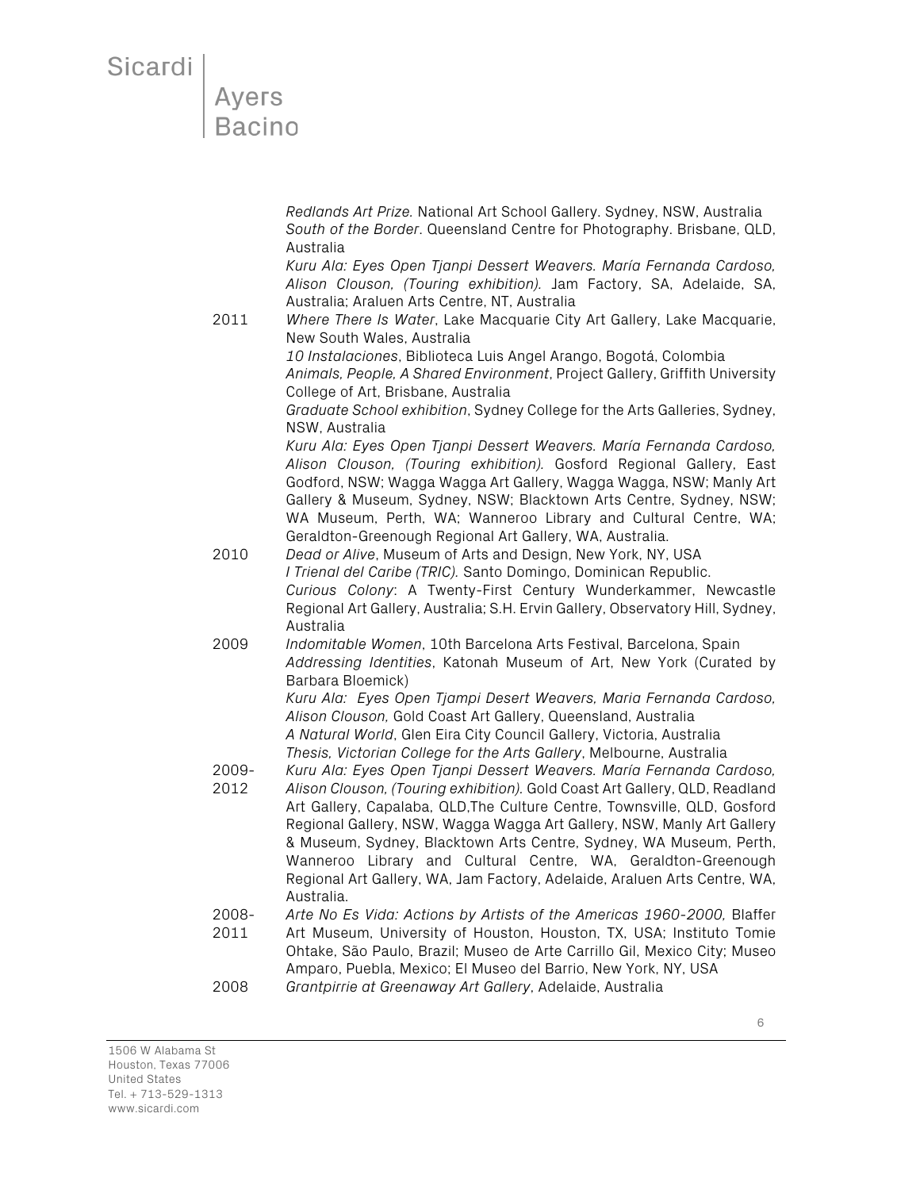| | |
|---|---|
| | *Redlands Art Prize.* National Art School Gallery. Sydney, NSW, Australia |
| | *South of the Border*. Queensland Centre for Photography. Brisbane, QLD, Australia |
| | *Kuru Ala: Eyes Open Tjanpi Dessert Weavers. María Fernanda Cardoso, Alison Clouson, (Touring exhibition).* Jam Factory, SA, Adelaide, SA, Australia; Araluen Arts Centre, NT, Australia |
| 2011 | *Where There Is Water*, Lake Macquarie City Art Gallery, Lake Macquarie, New South Wales, Australia |
| | *10 Instalaciones*, Biblioteca Luis Angel Arango, Bogotá, Colombia |
| | *Animals, People, A Shared Environment*, Project Gallery, Griffith University College of Art, Brisbane, Australia |
| | *Graduate School exhibition*, Sydney College for the Arts Galleries, Sydney, NSW, Australia |
| | *Kuru Ala: Eyes Open Tjanpi Dessert Weavers. María Fernanda Cardoso, Alison Clouson, (Touring exhibition).* Gosford Regional Gallery, East Godford, NSW; Wagga Wagga Art Gallery, Wagga Wagga, NSW; Manly Art Gallery & Museum, Sydney, NSW; Blacktown Arts Centre, Sydney, NSW; WA Museum, Perth, WA; Wanneroo Library and Cultural Centre, WA; Geraldton-Greenough Regional Art Gallery, WA, Australia. |
| 2010 | *Dead or Alive*, Museum of Arts and Design, New York, NY, USA |
| | *I Trienal del Caribe (TRIC).* Santo Domingo, Dominican Republic. |
| | *Curious Colony*: A Twenty-First Century Wunderkammer, Newcastle Regional Art Gallery, Australia; S.H. Ervin Gallery, Observatory Hill, Sydney, Australia |
| 2009 | *Indomitable Women*, 10th Barcelona Arts Festival, Barcelona, Spain |
| | *Addressing Identities*, Katonah Museum of Art, New York (Curated by Barbara Bloemick) |
| | *Kuru Ala: Eyes Open Tjampi Desert Weavers, Maria Fernanda Cardoso, Alison Clouson,* Gold Coast Art Gallery, Queensland, Australia |
| | *A Natural World*, Glen Eira City Council Gallery, Victoria, Australia |
| | *Thesis, Victorian College for the Arts Gallery*, Melbourne, Australia |
| 2009-2012 | *Kuru Ala: Eyes Open Tjanpi Dessert Weavers. María Fernanda Cardoso, Alison Clouson, (Touring exhibition).* Gold Coast Art Gallery, QLD, Readland Art Gallery, Capalaba, QLD,The Culture Centre, Townsville, QLD, Gosford Regional Gallery, NSW, Wagga Wagga Art Gallery, NSW, Manly Art Gallery & Museum, Sydney, Blacktown Arts Centre, Sydney, WA Museum, Perth, Wanneroo Library and Cultural Centre, WA, Geraldton-Greenough Regional Art Gallery, WA, Jam Factory, Adelaide, Araluen Arts Centre, WA, Australia. |
| 2008-2011 | *Arte No Es Vida: Actions by Artists of the Americas 1960-2000,* Blaffer Art Museum, University of Houston, Houston, TX, USA; Instituto Tomie Ohtake, São Paulo, Brazil; Museo de Arte Carrillo Gil, Mexico City; Museo Amparo, Puebla, Mexico; El Museo del Barrio, New York, NY, USA |
| 2008 | *Grantpirrie at Greenaway Art Gallery*, Adelaide, Australia |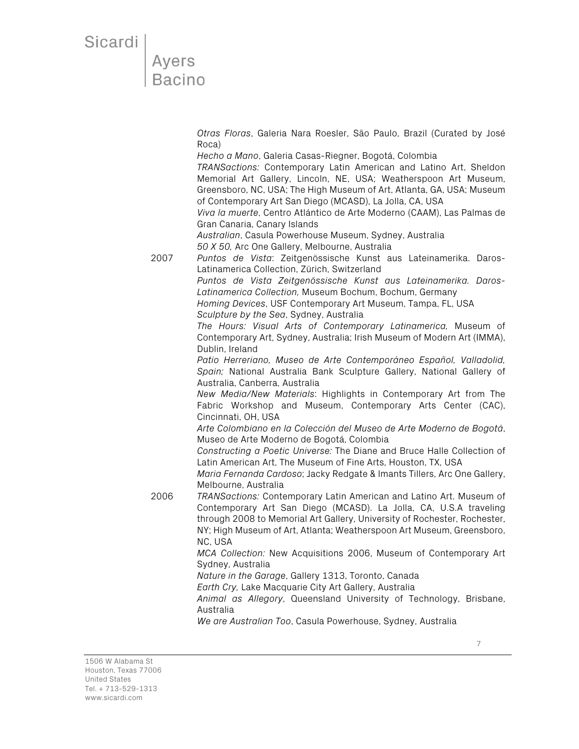*Otras Floras*, Galeria Nara Roesler, São Paulo, Brazil (Curated by José Roca)

*Hecho a Mano*, Galeria Casas-Riegner, Bogotá, Colombia

*TRANSactions:* Contemporary Latin American and Latino Art, Sheldon Memorial Art Gallery, Lincoln, NE, USA; Weatherspoon Art Museum, Greensboro, NC, USA; The High Museum of Art, Atlanta, GA, USA; Museum of Contemporary Art San Diego (MCASD), La Jolla, CA, USA

*Viva la muerte*, Centro Atlántico de Arte Moderno (CAAM), Las Palmas de Gran Canaria, Canary Islands

*Australian*, Casula Powerhouse Museum, Sydney, Australia

*50 X 50,* Arc One Gallery, Melbourne, Australia

2007

*Puntos de Vista*: Zeitgenössische Kunst aus Lateinamerika. Daros-Latinamerica Collection, Zürich, Switzerland

*Puntos de Vista Zeitgenössische Kunst aus Lateinamerika. Daros-Latinamerica Collection,* Museum Bochum, Bochum, Germany

*Homing Devices*, USF Contemporary Art Museum, Tampa, FL, USA

*Sculpture by the Sea*, Sydney, Australia

*The Hours: Visual Arts of Contemporary Latinamerica,* Museum of Contemporary Art, Sydney, Australia; Irish Museum of Modern Art (IMMA), Dublin, Ireland

*Patio Herreriano, Museo de Arte Contemporáneo Español, Valladolid, Spain;* National Australia Bank Sculpture Gallery, National Gallery of Australia, Canberra, Australia

*New Media/New Materials*: Highlights in Contemporary Art from The Fabric Workshop and Museum, Contemporary Arts Center (CAC), Cincinnati, OH, USA

*Arte Colombiano en la Colección del Museo de Arte Moderno de Bogotá*, Museo de Arte Moderno de Bogotá, Colombia

*Constructing a Poetic Universe:* The Diane and Bruce Halle Collection of Latin American Art, The Museum of Fine Arts, Houston, TX, USA

*Maria Fernanda Cardoso*; Jacky Redgate & Imants Tillers, Arc One Gallery, Melbourne, Australia

2006

*TRANSactions:* Contemporary Latin American and Latino Art. Museum of Contemporary Art San Diego (MCASD). La Jolla, CA, U.S.A traveling through 2008 to Memorial Art Gallery, University of Rochester, Rochester, NY; High Museum of Art, Atlanta; Weatherspoon Art Museum, Greensboro, NC, USA

*MCA Collection:* New Acquisitions 2006, Museum of Contemporary Art Sydney, Australia

*Nature in the Garage*, Gallery 1313, Toronto, Canada

*Earth Cry,* Lake Macquarie City Art Gallery, Australia

*Animal as Allegory*, Queensland University of Technology, Brisbane, Australia

*We are Australian Too*, Casula Powerhouse, Sydney, Australia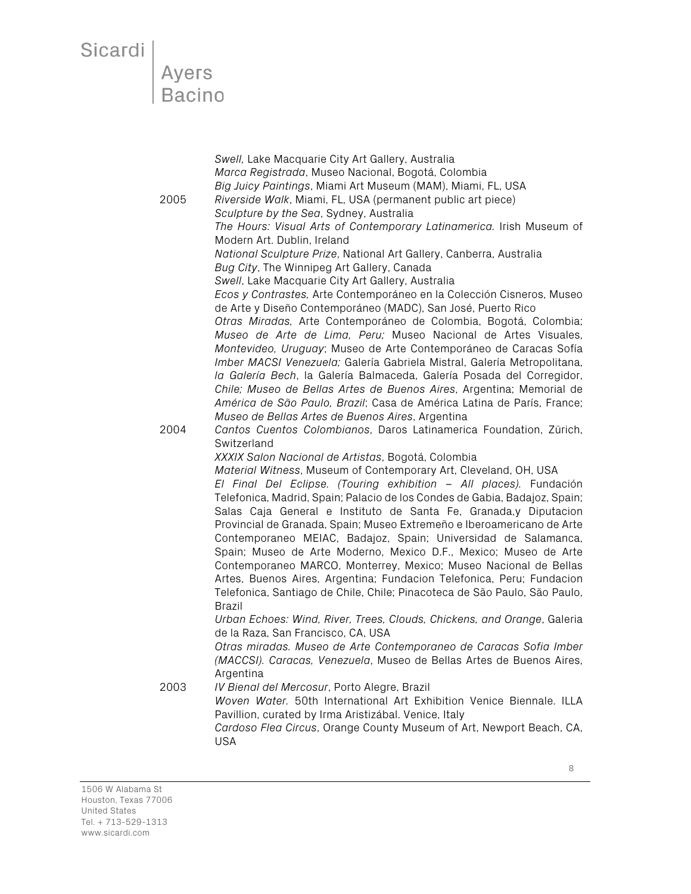*Swell,* Lake Macquarie City Art Gallery, Australia
*Marca Registrada*, Museo Nacional, Bogotá, Colombia
*Big Juicy Paintings*, Miami Art Museum (MAM), Miami, FL, USA

2005 *Riverside Walk*, Miami, FL, USA (permanent public art piece)
*Sculpture by the Sea*, Sydney, Australia
*The Hours: Visual Arts of Contemporary Latinamerica.* Irish Museum of Modern Art. Dublin, Ireland
*National Sculpture Prize*, National Art Gallery, Canberra, Australia
*Bug City*, The Winnipeg Art Gallery, Canada
*Swell*, Lake Macquarie City Art Gallery, Australia
*Ecos y Contrastes,* Arte Contemporáneo en la Colección Cisneros, Museo de Arte y Diseño Contemporáneo (MADC), San José, Puerto Rico
*Otras Miradas,* Arte Contemporáneo de Colombia, Bogotá, Colombia; *Museo de Arte de Lima, Peru;* Museo Nacional de Artes Visuales, *Montevideo, Uruguay*; Museo de Arte Contemporáneo de Caracas Sofía *Imber MACSI Venezuela;* Galería Gabriela Mistral, Galería Metropolitana, *la Galería Bech*, la Galería Balmaceda, Galería Posada del Corregidor, *Chile; Museo de Bellas Artes de Buenos Aires*, Argentina; Memorial de *América de São Paulo, Brazil*; Casa de América Latina de París, France; *Museo de Bellas Artes de Buenos Aires*, Argentina

2004 *Cantos Cuentos Colombianos*, Daros Latinamerica Foundation, Zürich, Switzerland
*XXXIX Salon Nacional de Artistas*, Bogotá, Colombia
*Material Witness*, Museum of Contemporary Art, Cleveland, OH, USA
*El Final Del Eclipse. (Touring exhibition – All places).* Fundación Telefonica, Madrid, Spain; Palacio de los Condes de Gabia, Badajoz, Spain; Salas Caja General e Instituto de Santa Fe, Granada,y Diputacion Provincial de Granada, Spain; Museo Extremeño e Iberoamericano de Arte Contemporaneo MEIAC, Badajoz, Spain; Universidad de Salamanca, Spain; Museo de Arte Moderno, Mexico D.F., Mexico; Museo de Arte Contemporaneo MARCO, Monterrey, Mexico; Museo Nacional de Bellas Artes, Buenos Aires, Argentina; Fundacion Telefonica, Peru; Fundacion Telefonica, Santiago de Chile, Chile; Pinacoteca de São Paulo, São Paulo, Brazil
*Urban Echoes: Wind, River, Trees, Clouds, Chickens, and Orange*, Galeria de la Raza, San Francisco, CA, USA
*Otras miradas. Museo de Arte Contemporaneo de Caracas Sofia Imber (MACCSI). Caracas, Venezuela*, Museo de Bellas Artes de Buenos Aires, Argentina

2003 *IV Bienal del Mercosur*, Porto Alegre, Brazil
*Woven Water.* 50th International Art Exhibition Venice Biennale. ILLA Pavillion, curated by Irma Aristizábal. Venice, Italy
*Cardoso Flea Circus*, Orange County Museum of Art, Newport Beach, CA, USA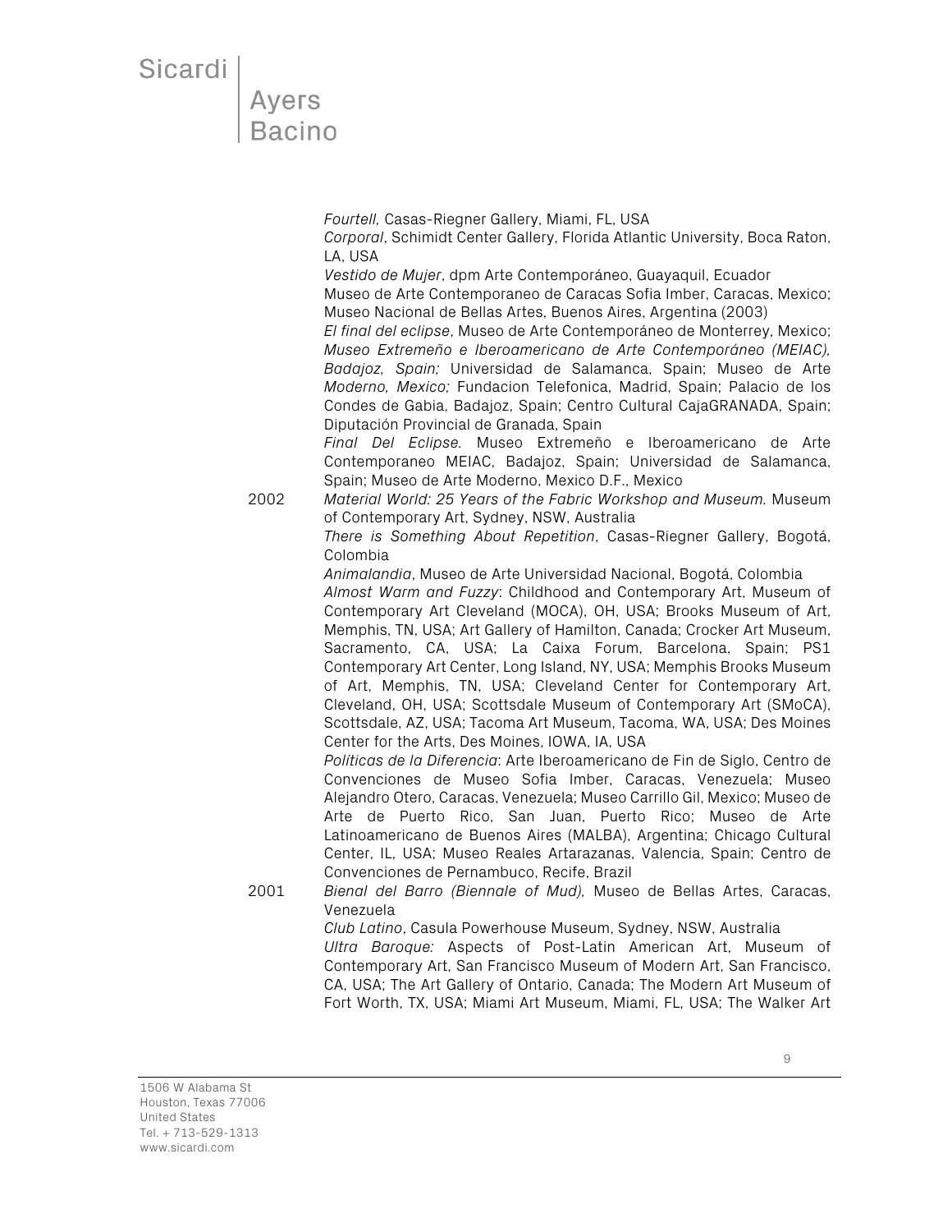*Fourtell,* Casas-Riegner Gallery, Miami, FL, USA
*Corporal*, Schimidt Center Gallery, Florida Atlantic University, Boca Raton, LA, USA
*Vestido de Mujer*, dpm Arte Contemporáneo, Guayaquil, Ecuador
Museo de Arte Contemporaneo de Caracas Sofia Imber, Caracas, Mexico; Museo Nacional de Bellas Artes, Buenos Aires, Argentina (2003)
*El final del eclipse*, Museo de Arte Contemporáneo de Monterrey, Mexico; *Museo Extremeño e Iberoamericano de Arte Contemporáneo (MEIAC), Badajoz, Spain;* Universidad de Salamanca, Spain; Museo de Arte *Moderno, Mexico;* Fundacion Telefonica, Madrid, Spain; Palacio de los Condes de Gabia, Badajoz, Spain; Centro Cultural CajaGRANADA, Spain; Diputación Provincial de Granada, Spain
*Final Del Eclipse.* Museo Extremeño e Iberoamericano de Arte Contemporaneo MEIAC, Badajoz, Spain; Universidad de Salamanca, Spain; Museo de Arte Moderno, Mexico D.F., Mexico

2002
*Material World: 25 Years of the Fabric Workshop and Museum.* Museum of Contemporary Art, Sydney, NSW, Australia
*There is Something About Repetition*, Casas-Riegner Gallery, Bogotá, Colombia
*Animalandia*, Museo de Arte Universidad Nacional, Bogotá, Colombia
*Almost Warm and Fuzzy*: Childhood and Contemporary Art, Museum of Contemporary Art Cleveland (MOCA), OH, USA; Brooks Museum of Art, Memphis, TN, USA; Art Gallery of Hamilton, Canada; Crocker Art Museum, Sacramento, CA, USA; La Caixa Forum, Barcelona, Spain; PS1 Contemporary Art Center, Long Island, NY, USA; Memphis Brooks Museum of Art, Memphis, TN, USA; Cleveland Center for Contemporary Art, Cleveland, OH, USA; Scottsdale Museum of Contemporary Art (SMoCA), Scottsdale, AZ, USA; Tacoma Art Museum, Tacoma, WA, USA; Des Moines Center for the Arts, Des Moines, IOWA, IA, USA
*Políticas de la Diferencia*: Arte Iberoamericano de Fin de Siglo, Centro de Convenciones de Museo Sofia Imber, Caracas, Venezuela; Museo Alejandro Otero, Caracas, Venezuela; Museo Carrillo Gil, Mexico; Museo de Arte de Puerto Rico, San Juan, Puerto Rico; Museo de Arte Latinoamericano de Buenos Aires (MALBA), Argentina; Chicago Cultural Center, IL, USA; Museo Reales Artarazanas, Valencia, Spain; Centro de Convenciones de Pernambuco, Recife, Brazil

2001
*Bienal del Barro (Biennale of Mud),* Museo de Bellas Artes, Caracas, Venezuela
*Club Latino*, Casula Powerhouse Museum, Sydney, NSW, Australia
*Ultra Baroque:* Aspects of Post-Latin American Art, Museum of Contemporary Art, San Francisco Museum of Modern Art, San Francisco, CA, USA; The Art Gallery of Ontario, Canada; The Modern Art Museum of Fort Worth, TX, USA; Miami Art Museum, Miami, FL, USA; The Walker Art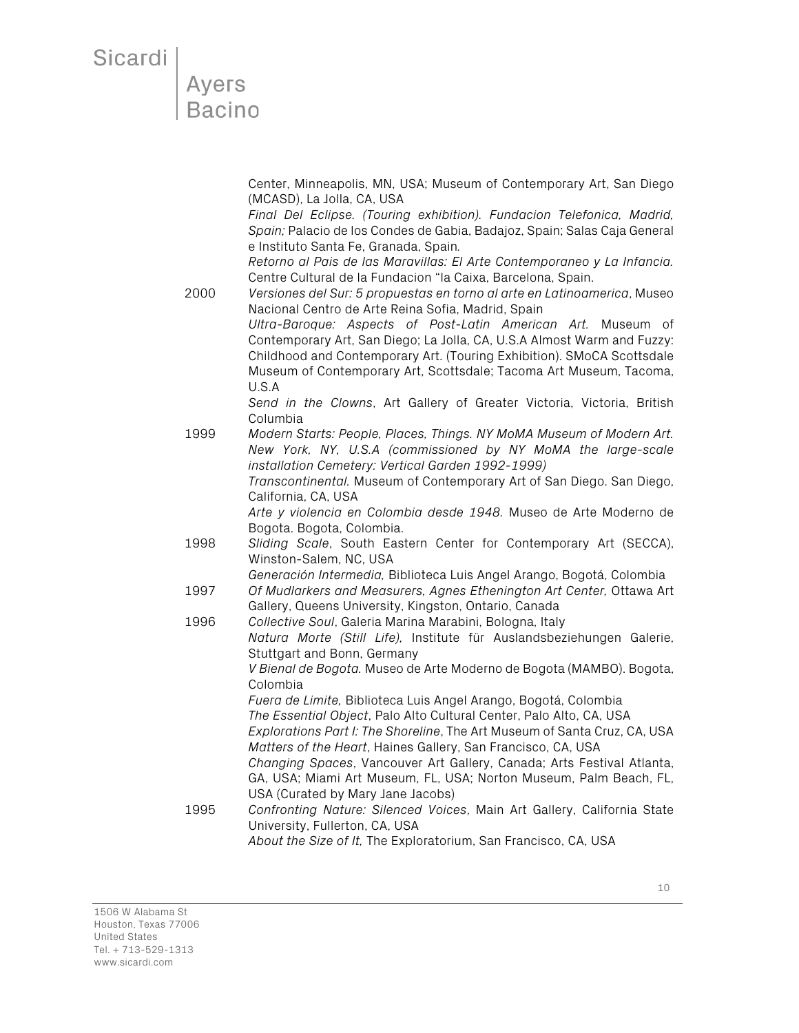Center, Minneapolis, MN, USA; Museum of Contemporary Art, San Diego (MCASD), La Jolla, CA, USA
*Final Del Eclipse. (Touring exhibition). Fundacion Telefonica, Madrid, Spain;* Palacio de los Condes de Gabia, Badajoz, Spain; Salas Caja General e Instituto Santa Fe, Granada, Spain.
*Retorno al Pais de las Maravillas: El Arte Contemporaneo y La Infancia.* Centre Cultural de la Fundacion "la Caixa, Barcelona, Spain.

2000 *Versiones del Sur: 5 propuestas en torno al arte en Latinoamerica*, Museo Nacional Centro de Arte Reina Sofia, Madrid, Spain
*Ultra-Baroque: Aspects of Post-Latin American Art.* Museum of Contemporary Art, San Diego; La Jolla, CA, U.S.A Almost Warm and Fuzzy: Childhood and Contemporary Art. (Touring Exhibition). SMoCA Scottsdale Museum of Contemporary Art, Scottsdale; Tacoma Art Museum, Tacoma, U.S.A
*Send in the Clowns*, Art Gallery of Greater Victoria, Victoria, British Columbia

1999 *Modern Starts: People, Places, Things. NY MoMA Museum of Modern Art. New York, NY, U.S.A (commissioned by NY MoMA the large-scale installation Cemetery: Vertical Garden 1992-1999)*
*Transcontinental.* Museum of Contemporary Art of San Diego. San Diego, California, CA, USA
*Arte y violencia en Colombia desde 1948.* Museo de Arte Moderno de Bogota. Bogota, Colombia.

1998 *Sliding Scale*, South Eastern Center for Contemporary Art (SECCA), Winston-Salem, NC, USA
*Generación Intermedia,* Biblioteca Luis Angel Arango, Bogotá, Colombia

1997 *Of Mudlarkers and Measurers, Agnes Ethenington Art Center,* Ottawa Art Gallery, Queens University, Kingston, Ontario, Canada

1996 *Collective Soul*, Galeria Marina Marabini, Bologna, Italy
*Natura Morte (Still Life),* Institute für Auslandsbeziehungen Galerie, Stuttgart and Bonn, Germany
*V Bienal de Bogota.* Museo de Arte Moderno de Bogota (MAMBO). Bogota, Colombia
*Fuera de Limite,* Biblioteca Luis Angel Arango, Bogotá, Colombia
*The Essential Object*, Palo Alto Cultural Center, Palo Alto, CA, USA
*Explorations Part I: The Shoreline*, The Art Museum of Santa Cruz, CA, USA
*Matters of the Heart*, Haines Gallery, San Francisco, CA, USA
*Changing Spaces*, Vancouver Art Gallery, Canada; Arts Festival Atlanta, GA, USA; Miami Art Museum, FL, USA; Norton Museum, Palm Beach, FL, USA (Curated by Mary Jane Jacobs)

1995 *Confronting Nature: Silenced Voices*, Main Art Gallery, California State University, Fullerton, CA, USA
*About the Size of It,* The Exploratorium, San Francisco, CA, USA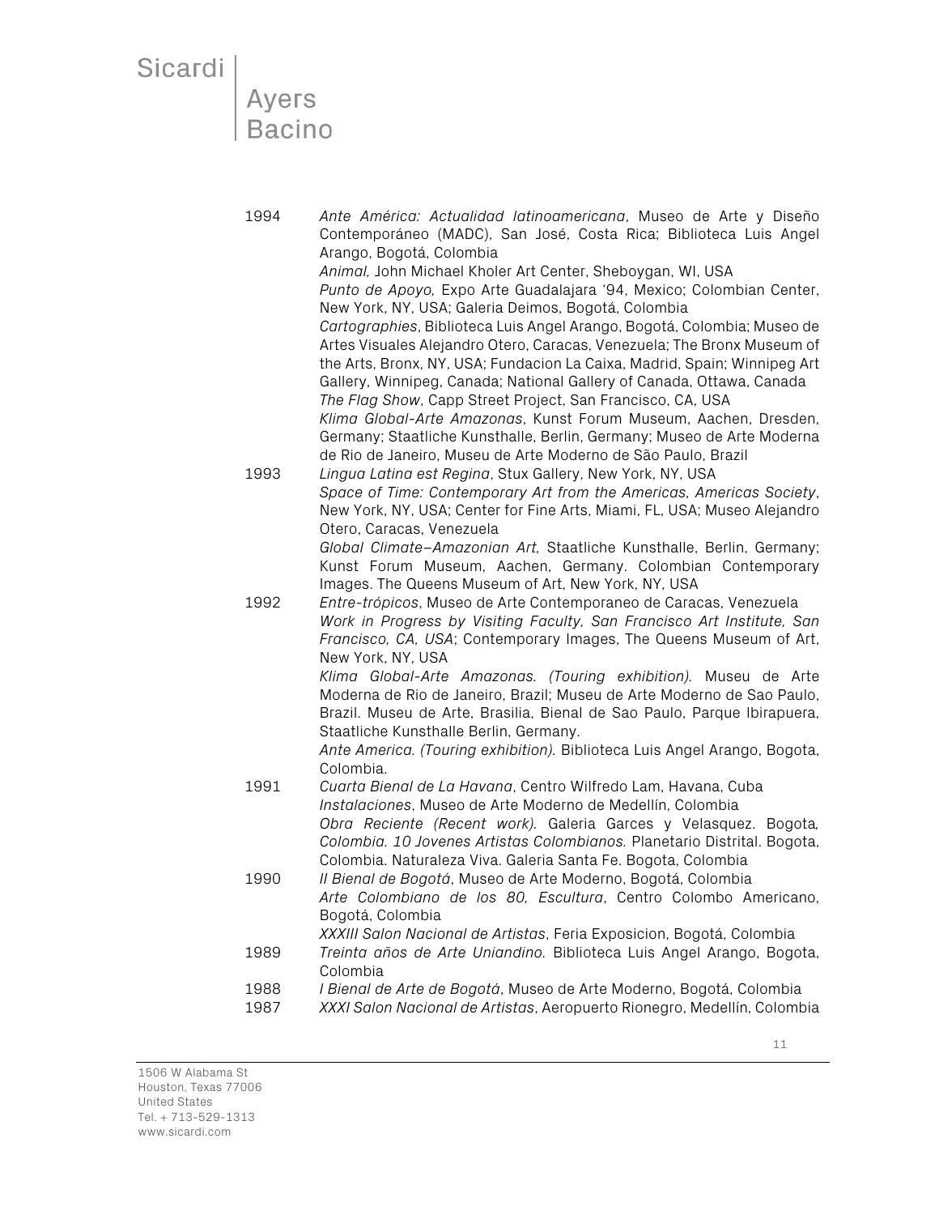1994 *Ante América: Actualidad latinoamericana*, Museo de Arte y Diseño Contemporáneo (MADC), San José, Costa Rica; Biblioteca Luis Angel Arango, Bogotá, Colombia
*Animal,* John Michael Kholer Art Center, Sheboygan, WI, USA
*Punto de Apoyo,* Expo Arte Guadalajara '94, Mexico; Colombian Center, New York, NY, USA; Galeria Deimos, Bogotá, Colombia
*Cartographies*, Biblioteca Luis Angel Arango, Bogotá, Colombia; Museo de Artes Visuales Alejandro Otero, Caracas, Venezuela; The Bronx Museum of the Arts, Bronx, NY, USA; Fundacion La Caixa, Madrid, Spain; Winnipeg Art Gallery, Winnipeg, Canada; National Gallery of Canada, Ottawa, Canada
*The Flag Show*, Capp Street Project, San Francisco, CA, USA
*Klima Global-Arte Amazonas*, Kunst Forum Museum, Aachen, Dresden, Germany; Staatliche Kunsthalle, Berlin, Germany; Museo de Arte Moderna de Rio de Janeiro, Museu de Arte Moderno de São Paulo, Brazil

1993 *Lingua Latina est Regina*, Stux Gallery, New York, NY, USA
*Space of Time: Contemporary Art from the Americas, Americas Society*, New York, NY, USA; Center for Fine Arts, Miami, FL, USA; Museo Alejandro Otero, Caracas, Venezuela
*Global Climate–Amazonian Art,* Staatliche Kunsthalle, Berlin, Germany; Kunst Forum Museum, Aachen, Germany. Colombian Contemporary Images. The Queens Museum of Art, New York, NY, USA

1992 *Entre-trópicos*, Museo de Arte Contemporaneo de Caracas, Venezuela
*Work in Progress by Visiting Faculty, San Francisco Art Institute, San Francisco, CA, USA*; Contemporary Images, The Queens Museum of Art, New York, NY, USA
*Klima Global-Arte Amazonas. (Touring exhibition).* Museu de Arte Moderna de Rio de Janeiro, Brazil; Museu de Arte Moderno de Sao Paulo, Brazil. Museu de Arte, Brasilia, Bienal de Sao Paulo, Parque Ibirapuera, Staatliche Kunsthalle Berlin, Germany.
*Ante America. (Touring exhibition).* Biblioteca Luis Angel Arango, Bogota, Colombia.

1991 *Cuarta Bienal de La Havana*, Centro Wilfredo Lam, Havana, Cuba
*Instalaciones*, Museo de Arte Moderno de Medellín, Colombia
*Obra Reciente (Recent work).* Galeria Garces y Velasquez. Bogota, *Colombia. 10 Jovenes Artistas Colombianos.* Planetario Distrital. Bogota, Colombia. Naturaleza Viva. Galeria Santa Fe. Bogota, Colombia

1990 *II Bienal de Bogotá*, Museo de Arte Moderno, Bogotá, Colombia
*Arte Colombiano de los 80, Escultura*, Centro Colombo Americano, Bogotá, Colombia
*XXXIII Salon Nacional de Artistas*, Feria Exposicion, Bogotá, Colombia

1989 *Treinta años de Arte Uniandino.* Biblioteca Luis Angel Arango, Bogota, Colombia

1988 *I Bienal de Arte de Bogotá*, Museo de Arte Moderno, Bogotá, Colombia

1987 *XXXI Salon Nacional de Artistas*, Aeropuerto Rionegro, Medellín, Colombia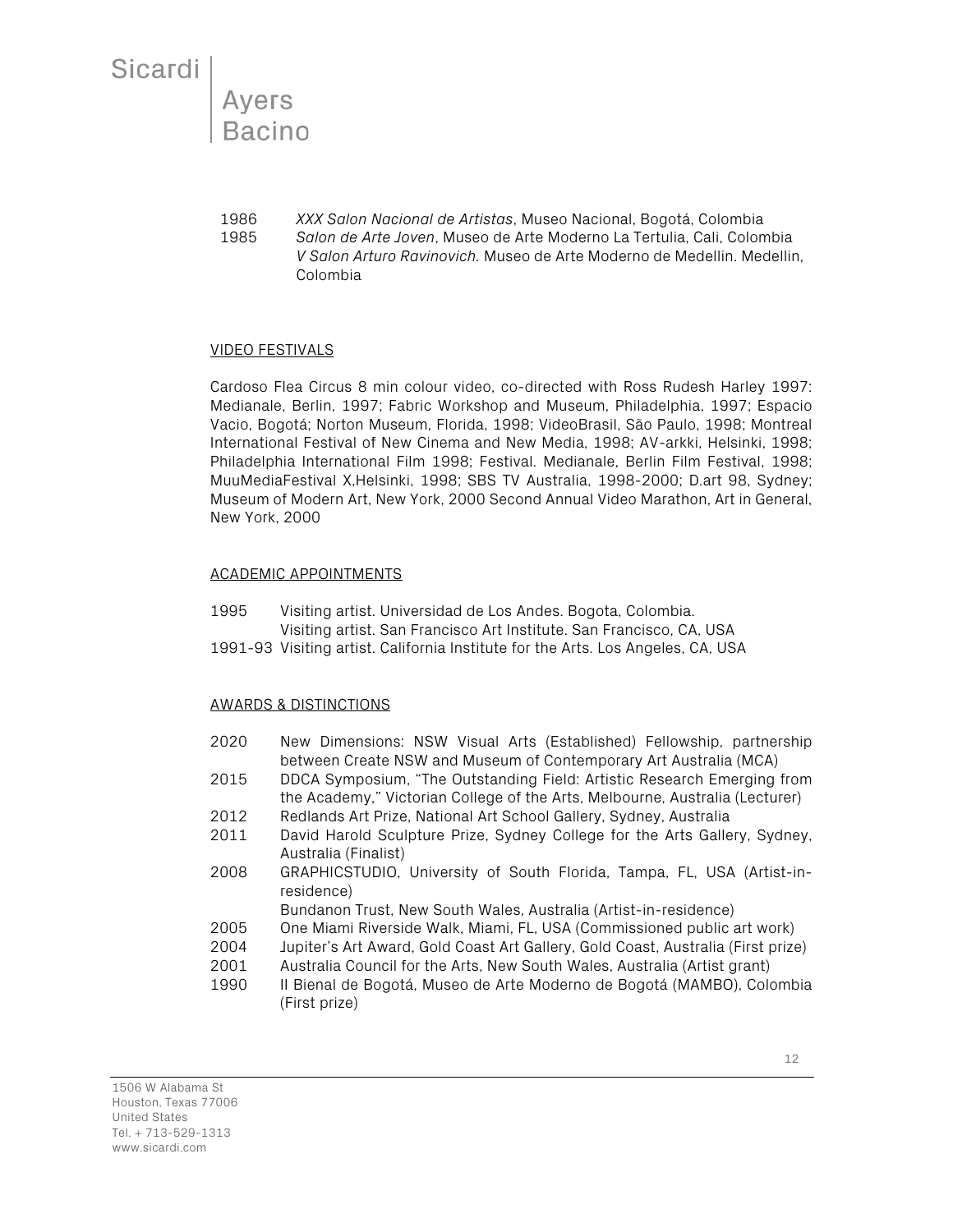1986 *XXX Salon Nacional de Artistas*, Museo Nacional, Bogotá, Colombia
1985 *Salon de Arte Joven*, Museo de Arte Moderno La Tertulia, Cali, Colombia
*V Salon Arturo Ravinovich.* Museo de Arte Moderno de Medellin. Medellin, Colombia

## VIDEO FESTIVALS

Cardoso Flea Circus 8 min colour video, co-directed with Ross Rudesh Harley 1997: Medianale, Berlin, 1997; Fabric Workshop and Museum, Philadelphia, 1997; Espacio Vacio, Bogotá; Norton Museum, Florida, 1998; VideoBrasil, São Paulo, 1998; Montreal International Festival of New Cinema and New Media, 1998; AV-arkki, Helsinki, 1998; Philadelphia International Film 1998; Festival. Medianale, Berlin Film Festival, 1998; MuuMediaFestival X,Helsinki, 1998; SBS TV Australia, 1998-2000; D.art 98, Sydney; Museum of Modern Art, New York, 2000 Second Annual Video Marathon, Art in General, New York, 2000

## ACADEMIC APPOINTMENTS

1995 Visiting artist. Universidad de Los Andes. Bogota, Colombia.
Visiting artist. San Francisco Art Institute. San Francisco, CA, USA
1991-93 Visiting artist. California Institute for the Arts. Los Angeles, CA, USA

## AWARDS & DISTINCTIONS

2020 New Dimensions: NSW Visual Arts (Established) Fellowship, partnership between Create NSW and Museum of Contemporary Art Australia (MCA)
2015 DDCA Symposium, "The Outstanding Field: Artistic Research Emerging from the Academy," Victorian College of the Arts, Melbourne, Australia (Lecturer)
2012 Redlands Art Prize, National Art School Gallery, Sydney, Australia
2011 David Harold Sculpture Prize, Sydney College for the Arts Gallery, Sydney, Australia (Finalist)
2008 GRAPHICSTUDIO, University of South Florida, Tampa, FL, USA (Artist-in-residence)
Bundanon Trust, New South Wales, Australia (Artist-in-residence)
2005 One Miami Riverside Walk, Miami, FL, USA (Commissioned public art work)
2004 Jupiter's Art Award, Gold Coast Art Gallery, Gold Coast, Australia (First prize)
2001 Australia Council for the Arts, New South Wales, Australia (Artist grant)
1990 II Bienal de Bogotá, Museo de Arte Moderno de Bogotá (MAMBO), Colombia (First prize)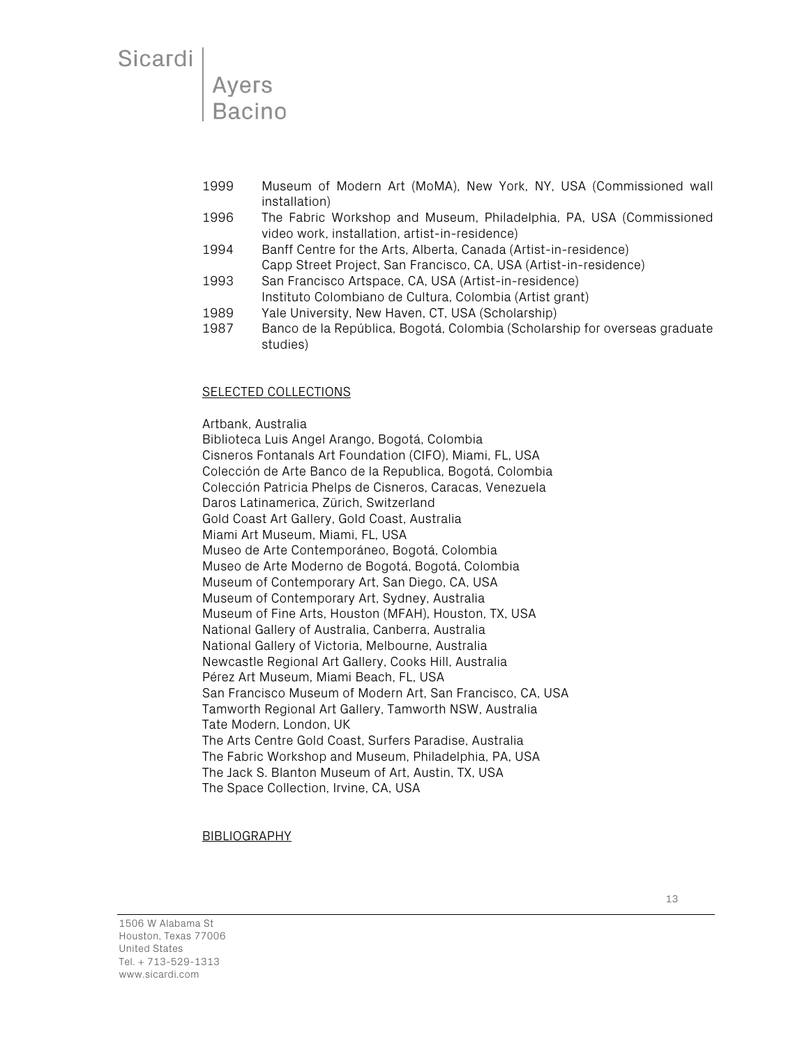1999 Museum of Modern Art (MoMA), New York, NY, USA (Commissioned wall installation)

1996 The Fabric Workshop and Museum, Philadelphia, PA, USA (Commissioned video work, installation, artist-in-residence)

1994 Banff Centre for the Arts, Alberta, Canada (Artist-in-residence)
Capp Street Project, San Francisco, CA, USA (Artist-in-residence)

1993 San Francisco Artspace, CA, USA (Artist-in-residence)
Instituto Colombiano de Cultura, Colombia (Artist grant)

1989 Yale University, New Haven, CT, USA (Scholarship)

1987 Banco de la República, Bogotá, Colombia (Scholarship for overseas graduate studies)

SELECTED COLLECTIONS

Artbank, Australia
Biblioteca Luis Angel Arango, Bogotá, Colombia
Cisneros Fontanals Art Foundation (CIFO), Miami, FL, USA
Colección de Arte Banco de la Republica, Bogotá, Colombia
Colección Patricia Phelps de Cisneros, Caracas, Venezuela
Daros Latinamerica, Zürich, Switzerland
Gold Coast Art Gallery, Gold Coast, Australia
Miami Art Museum, Miami, FL, USA
Museo de Arte Contemporáneo, Bogotá, Colombia
Museo de Arte Moderno de Bogotá, Bogotá, Colombia
Museum of Contemporary Art, San Diego, CA, USA
Museum of Contemporary Art, Sydney, Australia
Museum of Fine Arts, Houston (MFAH), Houston, TX, USA
National Gallery of Australia, Canberra, Australia
National Gallery of Victoria, Melbourne, Australia
Newcastle Regional Art Gallery, Cooks Hill, Australia
Pérez Art Museum, Miami Beach, FL, USA
San Francisco Museum of Modern Art, San Francisco, CA, USA
Tamworth Regional Art Gallery, Tamworth NSW, Australia
Tate Modern, London, UK
The Arts Centre Gold Coast, Surfers Paradise, Australia
The Fabric Workshop and Museum, Philadelphia, PA, USA
The Jack S. Blanton Museum of Art, Austin, TX, USA
The Space Collection, Irvine, CA, USA

BIBLIOGRAPHY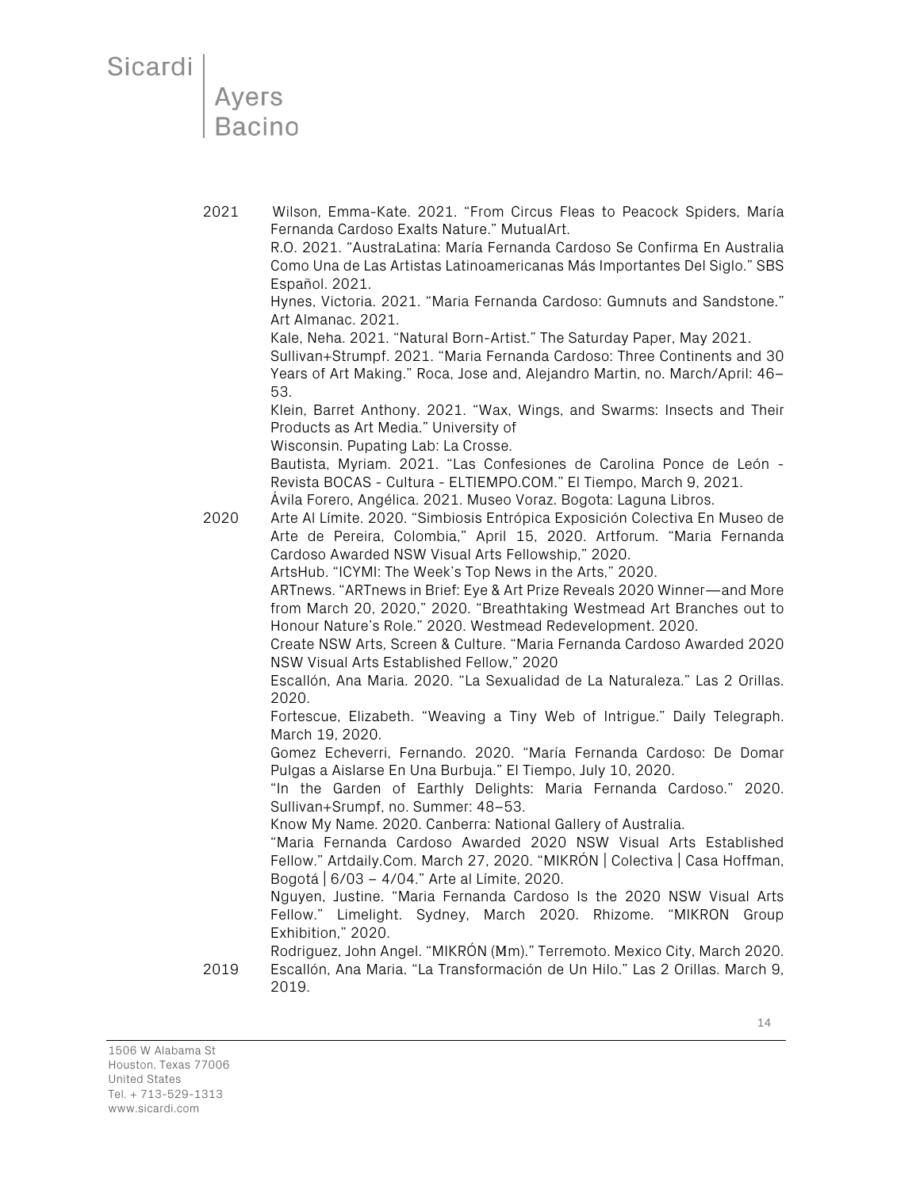2021 Wilson, Emma-Kate. 2021. "From Circus Fleas to Peacock Spiders, María Fernanda Cardoso Exalts Nature." MutualArt.

R.O. 2021. "AustraLatina: María Fernanda Cardoso Se Confirma En Australia Como Una de Las Artistas Latinoamericanas Más Importantes Del Siglo." SBS Español. 2021.

Hynes, Victoria. 2021. "Maria Fernanda Cardoso: Gumnuts and Sandstone." Art Almanac. 2021.

Kale, Neha. 2021. "Natural Born-Artist." The Saturday Paper, May 2021.

Sullivan+Strumpf. 2021. "Maria Fernanda Cardoso: Three Continents and 30 Years of Art Making." Roca, Jose and, Alejandro Martin, no. March/April: 46–53.

Klein, Barret Anthony. 2021. "Wax, Wings, and Swarms: Insects and Their Products as Art Media." University of Wisconsin. Pupating Lab: La Crosse.

Bautista, Myriam. 2021. "Las Confesiones de Carolina Ponce de León - Revista BOCAS - Cultura - ELTIEMPO.COM." El Tiempo, March 9, 2021.

Ávila Forero, Angélica. 2021. Museo Voraz. Bogota: Laguna Libros.

2020 Arte Al Límite. 2020. "Simbiosis Entrópica Exposición Colectiva En Museo de Arte de Pereira, Colombia," April 15, 2020. Artforum. "Maria Fernanda Cardoso Awarded NSW Visual Arts Fellowship," 2020.

ArtsHub. "ICYMI: The Week's Top News in the Arts," 2020.

ARTnews. "ARTnews in Brief: Eye & Art Prize Reveals 2020 Winner—and More from March 20, 2020," 2020. "Breathtaking Westmead Art Branches out to Honour Nature's Role." 2020. Westmead Redevelopment. 2020.

Create NSW Arts, Screen & Culture. "Maria Fernanda Cardoso Awarded 2020 NSW Visual Arts Established Fellow," 2020

Escallón, Ana Maria. 2020. "La Sexualidad de La Naturaleza." Las 2 Orillas. 2020.

Fortescue, Elizabeth. "Weaving a Tiny Web of Intrigue." Daily Telegraph. March 19, 2020.

Gomez Echeverri, Fernando. 2020. "María Fernanda Cardoso: De Domar Pulgas a Aislarse En Una Burbuja." El Tiempo, July 10, 2020.

"In the Garden of Earthly Delights: Maria Fernanda Cardoso." 2020. Sullivan+Srumpf, no. Summer: 48–53.

Know My Name. 2020. Canberra: National Gallery of Australia.

"Maria Fernanda Cardoso Awarded 2020 NSW Visual Arts Established Fellow." Artdaily.Com. March 27, 2020. "MIKRÓN | Colectiva | Casa Hoffman, Bogotá | 6/03 – 4/04." Arte al Límite, 2020.

Nguyen, Justine. "Maria Fernanda Cardoso Is the 2020 NSW Visual Arts Fellow." Limelight. Sydney, March 2020. Rhizome. "MIKRON Group Exhibition," 2020.

Rodriguez, John Angel. "MIKRÓN (Mm)." Terremoto. Mexico City, March 2020.

2019 Escallón, Ana Maria. "La Transformación de Un Hilo." Las 2 Orillas. March 9, 2019.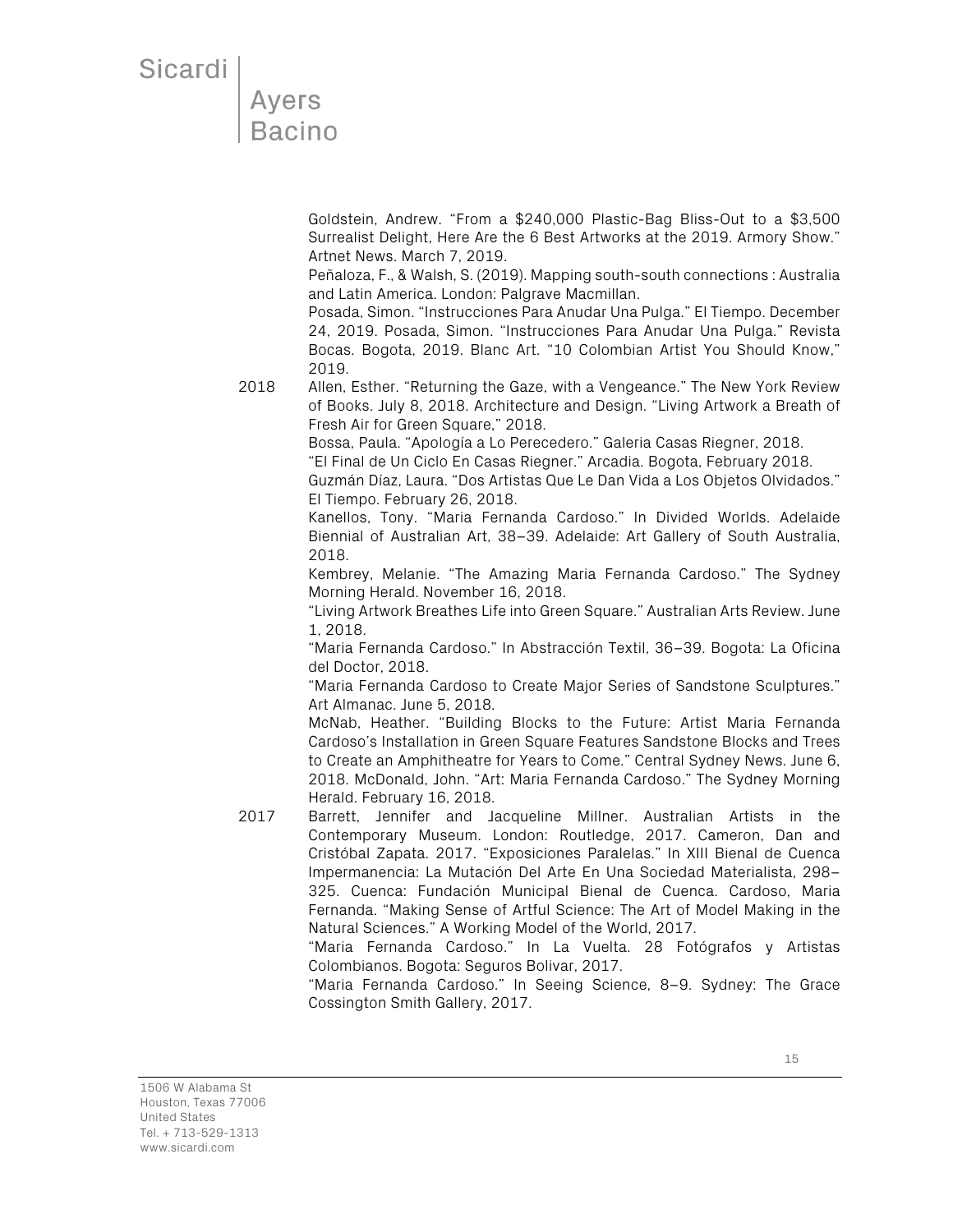Goldstein, Andrew. "From a $240,000 Plastic-Bag Bliss-Out to a $3,500 Surrealist Delight, Here Are the 6 Best Artworks at the 2019. Armory Show." Artnet News. March 7, 2019.

Peñaloza, F., & Walsh, S. (2019). Mapping south-south connections : Australia and Latin America. London: Palgrave Macmillan.

Posada, Simon. "Instrucciones Para Anudar Una Pulga." El Tiempo. December 24, 2019. Posada, Simon. "Instrucciones Para Anudar Una Pulga." Revista Bocas. Bogota, 2019. Blanc Art. "10 Colombian Artist You Should Know," 2019.

2018 Allen, Esther. "Returning the Gaze, with a Vengeance." The New York Review of Books. July 8, 2018. Architecture and Design. "Living Artwork a Breath of Fresh Air for Green Square," 2018.

Bossa, Paula. "Apología a Lo Perecedero." Galeria Casas Riegner, 2018.

"El Final de Un Ciclo En Casas Riegner." Arcadia. Bogota, February 2018.

Guzmán Díaz, Laura. "Dos Artistas Que Le Dan Vida a Los Objetos Olvidados." El Tiempo. February 26, 2018.

Kanellos, Tony. "Maria Fernanda Cardoso." In Divided Worlds. Adelaide Biennial of Australian Art, 38–39. Adelaide: Art Gallery of South Australia, 2018.

Kembrey, Melanie. "The Amazing Maria Fernanda Cardoso." The Sydney Morning Herald. November 16, 2018.

"Living Artwork Breathes Life into Green Square." Australian Arts Review. June 1, 2018.

"Maria Fernanda Cardoso." In Abstracción Textil, 36–39. Bogota: La Oficina del Doctor, 2018.

"Maria Fernanda Cardoso to Create Major Series of Sandstone Sculptures." Art Almanac. June 5, 2018.

McNab, Heather. "Building Blocks to the Future: Artist Maria Fernanda Cardoso's Installation in Green Square Features Sandstone Blocks and Trees to Create an Amphitheatre for Years to Come." Central Sydney News. June 6, 2018. McDonald, John. "Art: Maria Fernanda Cardoso." The Sydney Morning Herald. February 16, 2018.

2017 Barrett, Jennifer and Jacqueline Millner. Australian Artists in the Contemporary Museum. London: Routledge, 2017. Cameron, Dan and Cristóbal Zapata. 2017. "Exposiciones Paralelas." In XIII Bienal de Cuenca Impermanencia: La Mutación Del Arte En Una Sociedad Materialista, 298–325. Cuenca: Fundación Municipal Bienal de Cuenca. Cardoso, Maria Fernanda. "Making Sense of Artful Science: The Art of Model Making in the Natural Sciences." A Working Model of the World, 2017.

"Maria Fernanda Cardoso." In La Vuelta. 28 Fotógrafos y Artistas Colombianos. Bogota: Seguros Bolivar, 2017.

"Maria Fernanda Cardoso." In Seeing Science, 8–9. Sydney: The Grace Cossington Smith Gallery, 2017.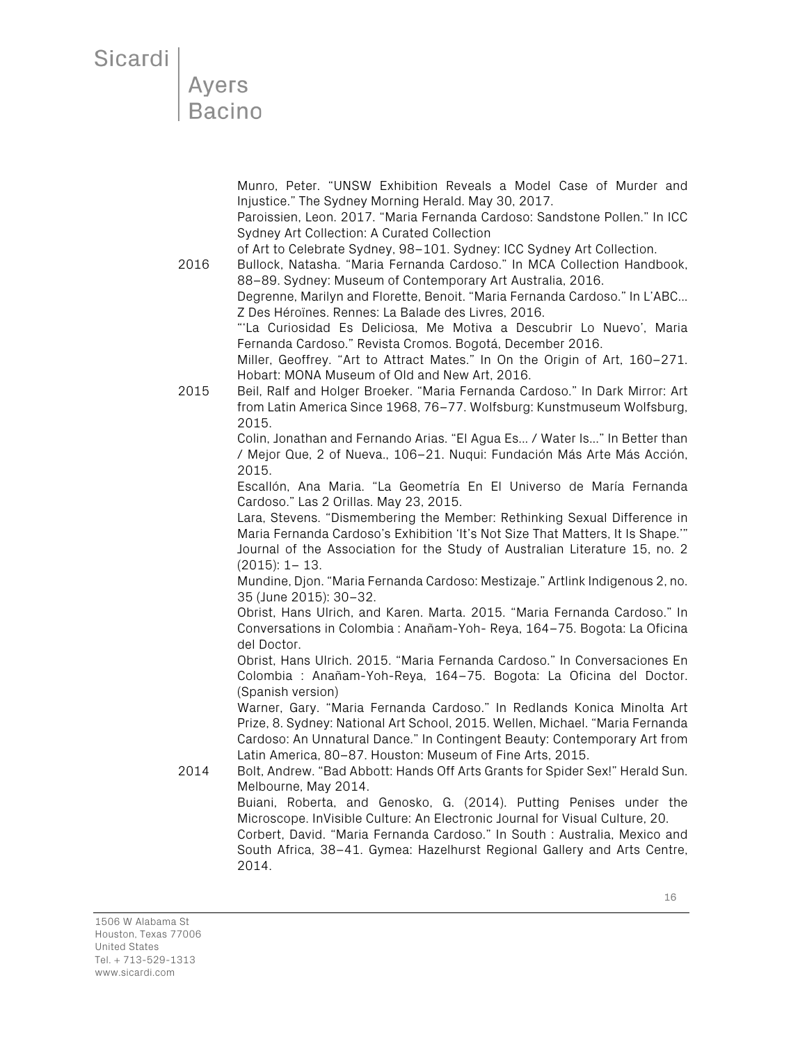Munro, Peter. "UNSW Exhibition Reveals a Model Case of Murder and Injustice." The Sydney Morning Herald. May 30, 2017.

Paroissien, Leon. 2017. "Maria Fernanda Cardoso: Sandstone Pollen." In ICC Sydney Art Collection: A Curated Collection of Art to Celebrate Sydney, 98–101. Sydney: ICC Sydney Art Collection.

**2016**

Bullock, Natasha. "Maria Fernanda Cardoso." In MCA Collection Handbook, 88–89. Sydney: Museum of Contemporary Art Australia, 2016.

Degrenne, Marilyn and Florette, Benoit. "Maria Fernanda Cardoso." In L'ABC... Z Des Héroïnes. Rennes: La Balade des Livres, 2016.

"'La Curiosidad Es Deliciosa, Me Motiva a Descubrir Lo Nuevo', Maria Fernanda Cardoso." Revista Cromos. Bogotá, December 2016.

Miller, Geoffrey. "Art to Attract Mates." In On the Origin of Art, 160–271. Hobart: MONA Museum of Old and New Art, 2016.

**2015**

Beil, Ralf and Holger Broeker. "Maria Fernanda Cardoso." In Dark Mirror: Art from Latin America Since 1968, 76–77. Wolfsburg: Kunstmuseum Wolfsburg, 2015.

Colin, Jonathan and Fernando Arias. "El Agua Es... / Water Is..." In Better than / Mejor Que, 2 of Nueva., 106–21. Nuqui: Fundación Más Arte Más Acción, 2015.

Escallón, Ana Maria. "La Geometría En El Universo de María Fernanda Cardoso." Las 2 Orillas. May 23, 2015.

Lara, Stevens. "Dismembering the Member: Rethinking Sexual Difference in Maria Fernanda Cardoso's Exhibition 'It's Not Size That Matters, It Is Shape.'" Journal of the Association for the Study of Australian Literature 15, no. 2 (2015): 1– 13.

Mundine, Djon. "Maria Fernanda Cardoso: Mestizaje." Artlink Indigenous 2, no. 35 (June 2015): 30–32.

Obrist, Hans Ulrich, and Karen. Marta. 2015. "Maria Fernanda Cardoso." In Conversations in Colombia : Anañam-Yoh- Reya, 164–75. Bogota: La Oficina del Doctor.

Obrist, Hans Ulrich. 2015. "Maria Fernanda Cardoso." In Conversaciones En Colombia : Anañam-Yoh-Reya, 164–75. Bogota: La Oficina del Doctor. (Spanish version)

Warner, Gary. "Maria Fernanda Cardoso." In Redlands Konica Minolta Art Prize, 8. Sydney: National Art School, 2015. Wellen, Michael. "Maria Fernanda Cardoso: An Unnatural Dance." In Contingent Beauty: Contemporary Art from Latin America, 80–87. Houston: Museum of Fine Arts, 2015.

**2014**

Bolt, Andrew. "Bad Abbott: Hands Off Arts Grants for Spider Sex!" Herald Sun. Melbourne, May 2014.

Buiani, Roberta, and Genosko, G. (2014). Putting Penises under the Microscope. InVisible Culture: An Electronic Journal for Visual Culture, 20.

Corbert, David. "Maria Fernanda Cardoso." In South : Australia, Mexico and South Africa, 38–41. Gymea: Hazelhurst Regional Gallery and Arts Centre, 2014.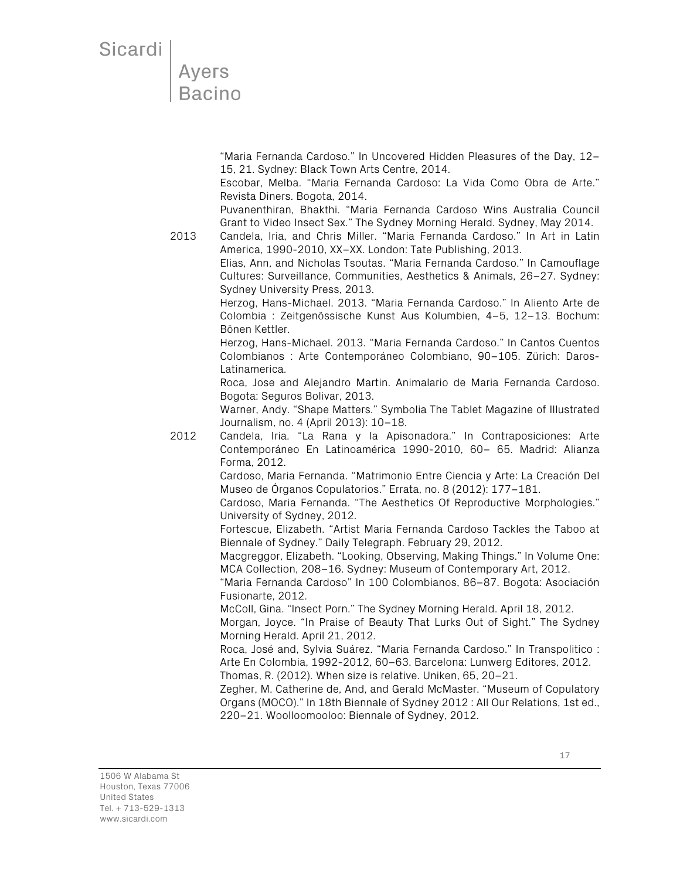"Maria Fernanda Cardoso." In Uncovered Hidden Pleasures of the Day, 12–15, 21. Sydney: Black Town Arts Centre, 2014.

Escobar, Melba. "Maria Fernanda Cardoso: La Vida Como Obra de Arte." Revista Diners. Bogota, 2014.

Puvanenthiran, Bhakthi. "Maria Fernanda Cardoso Wins Australia Council Grant to Video Insect Sex." The Sydney Morning Herald. Sydney, May 2014.

**2013**

Candela, Iria, and Chris Miller. "Maria Fernanda Cardoso." In Art in Latin America, 1990-2010, XX–XX. London: Tate Publishing, 2013.

Elias, Ann, and Nicholas Tsoutas. "Maria Fernanda Cardoso." In Camouflage Cultures: Surveillance, Communities, Aesthetics & Animals, 26–27. Sydney: Sydney University Press, 2013.

Herzog, Hans-Michael. 2013. "Maria Fernanda Cardoso." In Aliento Arte de Colombia : Zeitgenössische Kunst Aus Kolumbien, 4–5, 12–13. Bochum: Bönen Kettler.

Herzog, Hans-Michael. 2013. "Maria Fernanda Cardoso." In Cantos Cuentos Colombianos : Arte Contemporáneo Colombiano, 90–105. Zürich: Daros-Latinamerica.

Roca, Jose and Alejandro Martin. Animalario de Maria Fernanda Cardoso. Bogota: Seguros Bolivar, 2013.

Warner, Andy. "Shape Matters." Symbolia The Tablet Magazine of Illustrated Journalism, no. 4 (April 2013): 10–18.

**2012**

Candela, Iria. "La Rana y la Apisonadora." In Contraposiciones: Arte Contemporáneo En Latinoamérica 1990-2010, 60– 65. Madrid: Alianza Forma, 2012.

Cardoso, Maria Fernanda. "Matrimonio Entre Ciencia y Arte: La Creación Del Museo de Órganos Copulatorios." Errata, no. 8 (2012): 177–181.

Cardoso, Maria Fernanda. "The Aesthetics Of Reproductive Morphologies." University of Sydney, 2012.

Fortescue, Elizabeth. "Artist Maria Fernanda Cardoso Tackles the Taboo at Biennale of Sydney." Daily Telegraph. February 29, 2012.

Macgreggor, Elizabeth. "Looking, Observing, Making Things." In Volume One: MCA Collection, 208–16. Sydney: Museum of Contemporary Art, 2012.

"Maria Fernanda Cardoso" In 100 Colombianos, 86–87. Bogota: Asociación Fusionarte, 2012.

McColl, Gina. "Insect Porn." The Sydney Morning Herald. April 18, 2012.

Morgan, Joyce. "In Praise of Beauty That Lurks Out of Sight." The Sydney Morning Herald. April 21, 2012.

Roca, José and, Sylvia Suárez. "Maria Fernanda Cardoso." In Transpolitico : Arte En Colombia, 1992-2012, 60–63. Barcelona: Lunwerg Editores, 2012.

Thomas, R. (2012). When size is relative. Uniken, 65, 20–21.

Zegher, M. Catherine de, And, and Gerald McMaster. "Museum of Copulatory Organs (MOCO)." In 18th Biennale of Sydney 2012 : All Our Relations, 1st ed., 220–21. Woolloomooloo: Biennale of Sydney, 2012.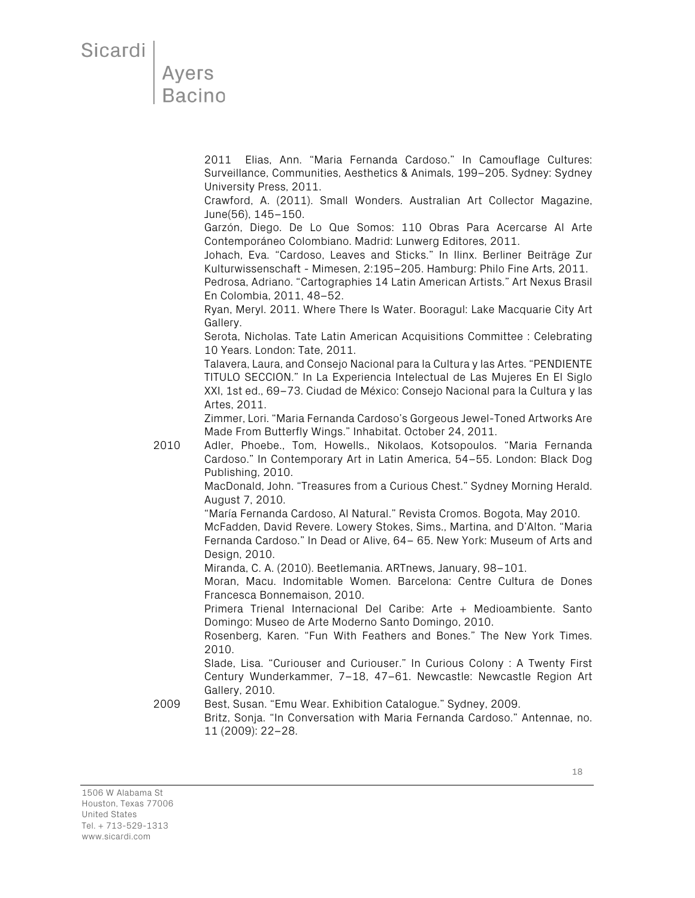2011 Elias, Ann. “Maria Fernanda Cardoso.” In Camouflage Cultures: Surveillance, Communities, Aesthetics & Animals, 199–205. Sydney: Sydney University Press, 2011.

Crawford, A. (2011). Small Wonders. Australian Art Collector Magazine, June(56), 145–150.

Garzón, Diego. De Lo Que Somos: 110 Obras Para Acercarse Al Arte Contemporáneo Colombiano. Madrid: Lunwerg Editores, 2011.

Johach, Eva. “Cardoso, Leaves and Sticks.” In Ilinx. Berliner Beiträge Zur Kulturwissenschaft - Mimesen, 2:195–205. Hamburg: Philo Fine Arts, 2011.

Pedrosa, Adriano. “Cartographies 14 Latin American Artists.” Art Nexus Brasil En Colombia, 2011, 48–52.

Ryan, Meryl. 2011. Where There Is Water. Booragul: Lake Macquarie City Art Gallery.

Serota, Nicholas. Tate Latin American Acquisitions Committee : Celebrating 10 Years. London: Tate, 2011.

Talavera, Laura, and Consejo Nacional para la Cultura y las Artes. “PENDIENTE TITULO SECCION.” In La Experiencia Intelectual de Las Mujeres En El Siglo XXI, 1st ed., 69–73. Ciudad de México: Consejo Nacional para la Cultura y las Artes, 2011.

Zimmer, Lori. “Maria Fernanda Cardoso’s Gorgeous Jewel-Toned Artworks Are Made From Butterfly Wings.” Inhabitat. October 24, 2011.

2010 Adler, Phoebe., Tom, Howells., Nikolaos, Kotsopoulos. “Maria Fernanda Cardoso.” In Contemporary Art in Latin America, 54–55. London: Black Dog Publishing, 2010.

MacDonald, John. “Treasures from a Curious Chest.” Sydney Morning Herald. August 7, 2010.

“María Fernanda Cardoso, Al Natural.” Revista Cromos. Bogota, May 2010.

McFadden, David Revere. Lowery Stokes, Sims., Martina, and D’Alton. “Maria Fernanda Cardoso.” In Dead or Alive, 64– 65. New York: Museum of Arts and Design, 2010.

Miranda, C. A. (2010). Beetlemania. ARTnews, January, 98–101.

Moran, Macu. Indomitable Women. Barcelona: Centre Cultura de Dones Francesca Bonnemaison, 2010.

Primera Trienal Internacional Del Caribe: Arte + Medioambiente. Santo Domingo: Museo de Arte Moderno Santo Domingo, 2010.

Rosenberg, Karen. “Fun With Feathers and Bones.” The New York Times. 2010.

Slade, Lisa. “Curiouser and Curiouser.” In Curious Colony : A Twenty First Century Wunderkammer, 7–18, 47–61. Newcastle: Newcastle Region Art Gallery, 2010.

2009 Best, Susan. “Emu Wear. Exhibition Catalogue.” Sydney, 2009.

Britz, Sonja. “In Conversation with Maria Fernanda Cardoso.” Antennae, no. 11 (2009): 22–28.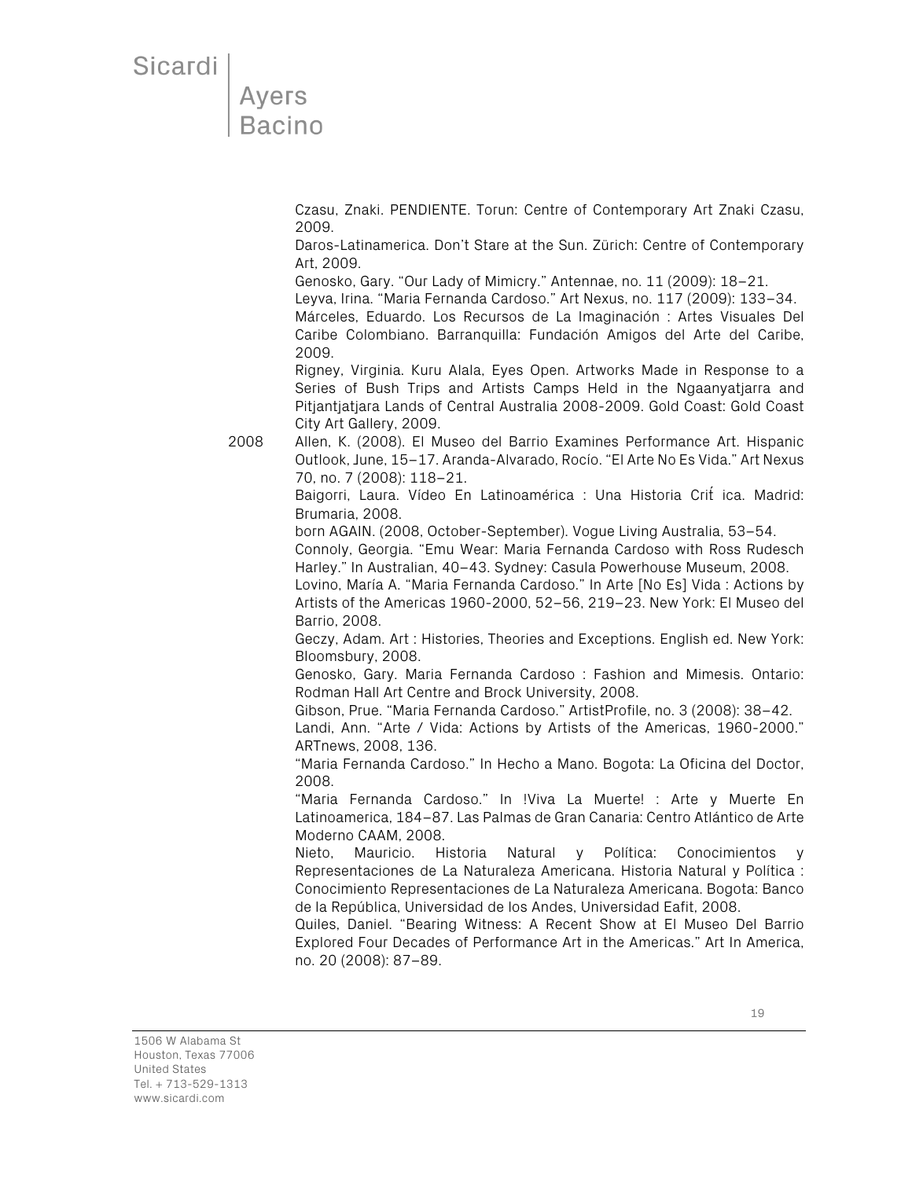Czasu, Znaki. PENDIENTE. Torun: Centre of Contemporary Art Znaki Czasu, 2009.

Daros-Latinamerica. Don't Stare at the Sun. Zürich: Centre of Contemporary Art, 2009.

Genosko, Gary. "Our Lady of Mimicry." Antennae, no. 11 (2009): 18–21.

Leyva, Irina. "Maria Fernanda Cardoso." Art Nexus, no. 117 (2009): 133–34.

Márceles, Eduardo. Los Recursos de La Imaginación : Artes Visuales Del Caribe Colombiano. Barranquilla: Fundación Amigos del Arte del Caribe, 2009.

Rigney, Virginia. Kuru Alala, Eyes Open. Artworks Made in Response to a Series of Bush Trips and Artists Camps Held in the Ngaanyatjarra and Pitjantjatjara Lands of Central Australia 2008-2009. Gold Coast: Gold Coast City Art Gallery, 2009.

2008

Allen, K. (2008). El Museo del Barrio Examines Performance Art. Hispanic Outlook, June, 15–17. Aranda-Alvarado, Rocío. "El Arte No Es Vida." Art Nexus 70, no. 7 (2008): 118–21.

Baigorri, Laura. Vídeo En Latinoamérica : Una Historia Crit́ ica. Madrid: Brumaria, 2008.

born AGAIN. (2008, October-September). Vogue Living Australia, 53–54.

Connoly, Georgia. "Emu Wear: Maria Fernanda Cardoso with Ross Rudesch Harley." In Australian, 40–43. Sydney: Casula Powerhouse Museum, 2008.

Lovino, María A. "Maria Fernanda Cardoso." In Arte [No Es] Vida : Actions by Artists of the Americas 1960-2000, 52–56, 219–23. New York: El Museo del Barrio, 2008.

Geczy, Adam. Art : Histories, Theories and Exceptions. English ed. New York: Bloomsbury, 2008.

Genosko, Gary. Maria Fernanda Cardoso : Fashion and Mimesis. Ontario: Rodman Hall Art Centre and Brock University, 2008.

Gibson, Prue. "Maria Fernanda Cardoso." ArtistProfile, no. 3 (2008): 38–42.

Landi, Ann. "Arte / Vida: Actions by Artists of the Americas, 1960-2000." ARTnews, 2008, 136.

"Maria Fernanda Cardoso." In Hecho a Mano. Bogota: La Oficina del Doctor, 2008.

"Maria Fernanda Cardoso." In !Viva La Muerte! : Arte y Muerte En Latinoamerica, 184–87. Las Palmas de Gran Canaria: Centro Atlántico de Arte Moderno CAAM, 2008.

Nieto, Mauricio. Historia Natural y Política: Conocimientos y Representaciones de La Naturaleza Americana. Historia Natural y Política : Conocimiento Representaciones de La Naturaleza Americana. Bogota: Banco de la República, Universidad de los Andes, Universidad Eafit, 2008.

Quiles, Daniel. "Bearing Witness: A Recent Show at El Museo Del Barrio Explored Four Decades of Performance Art in the Americas." Art In America, no. 20 (2008): 87–89.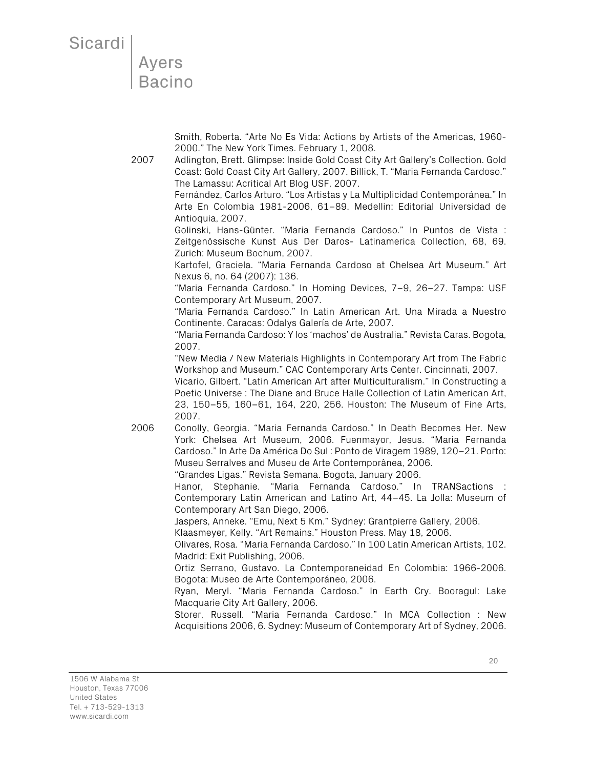Smith, Roberta. "Arte No Es Vida: Actions by Artists of the Americas, 1960-2000." The New York Times. February 1, 2008.

2007 Adlington, Brett. Glimpse: Inside Gold Coast City Art Gallery's Collection. Gold Coast: Gold Coast City Art Gallery, 2007. Billick, T. "Maria Fernanda Cardoso." The Lamassu: Acritical Art Blog USF, 2007.

Fernández, Carlos Arturo. "Los Artistas y La Multiplicidad Contemporánea." In Arte En Colombia 1981-2006, 61–89. Medellin: Editorial Universidad de Antioquia, 2007.

Golinski, Hans-Günter. "Maria Fernanda Cardoso." In Puntos de Vista : Zeitgenössische Kunst Aus Der Daros- Latinamerica Collection, 68, 69. Zurich: Museum Bochum, 2007.

Kartofel, Graciela. "Maria Fernanda Cardoso at Chelsea Art Museum." Art Nexus 6, no. 64 (2007): 136.

"Maria Fernanda Cardoso." In Homing Devices, 7–9, 26–27. Tampa: USF Contemporary Art Museum, 2007.

"Maria Fernanda Cardoso." In Latin American Art. Una Mirada a Nuestro Continente. Caracas: Odalys Galería de Arte, 2007.

"Maria Fernanda Cardoso: Y los 'machos' de Australia." Revista Caras. Bogota, 2007.

"New Media / New Materials Highlights in Contemporary Art from The Fabric Workshop and Museum." CAC Contemporary Arts Center. Cincinnati, 2007.

Vicario, Gilbert. "Latin American Art after Multiculturalism." In Constructing a Poetic Universe : The Diane and Bruce Halle Collection of Latin American Art, 23, 150–55, 160–61, 164, 220, 256. Houston: The Museum of Fine Arts, 2007.

2006 Conolly, Georgia. "Maria Fernanda Cardoso." In Death Becomes Her. New York: Chelsea Art Museum, 2006. Fuenmayor, Jesus. "Maria Fernanda Cardoso." In Arte Da América Do Sul : Ponto de Viragem 1989, 120–21. Porto: Museu Serralves and Museu de Arte Contemporânea, 2006.

"Grandes Ligas." Revista Semana. Bogota, January 2006.

Hanor, Stephanie. "Maria Fernanda Cardoso." In TRANSactions : Contemporary Latin American and Latino Art, 44–45. La Jolla: Museum of Contemporary Art San Diego, 2006.

Jaspers, Anneke. "Emu, Next 5 Km." Sydney: Grantpierre Gallery, 2006.

Klaasmeyer, Kelly. "Art Remains." Houston Press. May 18, 2006.

Olivares, Rosa. "Maria Fernanda Cardoso." In 100 Latin American Artists, 102. Madrid: Exit Publishing, 2006.

Ortiz Serrano, Gustavo. La Contemporaneidad En Colombia: 1966-2006. Bogota: Museo de Arte Contemporáneo, 2006.

Ryan, Meryl. "Maria Fernanda Cardoso." In Earth Cry. Booragul: Lake Macquarie City Art Gallery, 2006.

Storer, Russell. "Maria Fernanda Cardoso." In MCA Collection : New Acquisitions 2006, 6. Sydney: Museum of Contemporary Art of Sydney, 2006.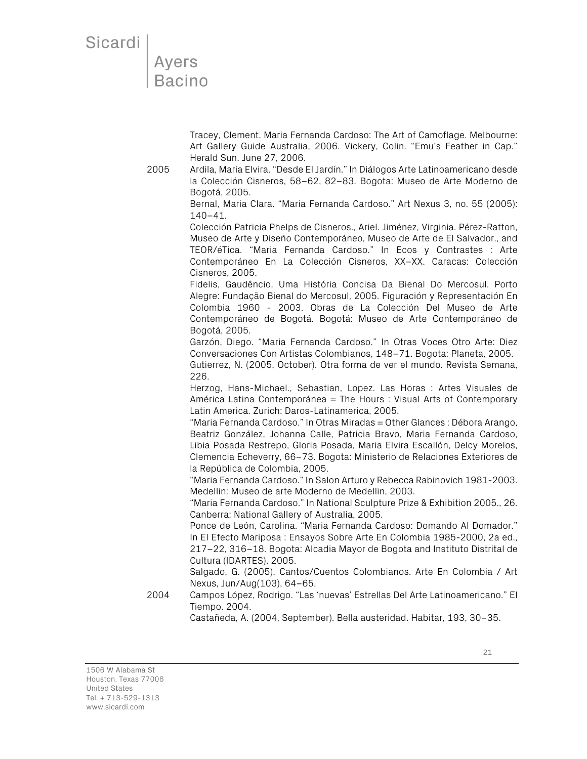Tracey, Clement. Maria Fernanda Cardoso: The Art of Camoflage. Melbourne: Art Gallery Guide Australia, 2006. Vickery, Colin. "Emu's Feather in Cap." Herald Sun. June 27, 2006.

**2005**

Ardila, Maria Elvira. "Desde El Jardín." In Diálogos Arte Latinoamericano desde la Colección Cisneros, 58–62, 82–83. Bogota: Museo de Arte Moderno de Bogotá, 2005.

Bernal, Maria Clara. "Maria Fernanda Cardoso." Art Nexus 3, no. 55 (2005): 140–41.

Colección Patricia Phelps de Cisneros., Ariel. Jiménez, Virginia. Pérez-Ratton, Museo de Arte y Diseño Contemporáneo, Museo de Arte de El Salvador., and TEOR/éTica. "Maria Fernanda Cardoso." In Ecos y Contrastes : Arte Contemporáneo En La Colección Cisneros, XX–XX. Caracas: Colección Cisneros, 2005.

Fidelis, Gaudêncio. Uma História Concisa Da Bienal Do Mercosul. Porto Alegre: Fundação Bienal do Mercosul, 2005. Figuración y Representación En Colombia 1960 - 2003. Obras de La Colección Del Museo de Arte Contemporáneo de Bogotá. Bogotá: Museo de Arte Contemporáneo de Bogotá, 2005.

Garzón, Diego. "Maria Fernanda Cardoso." In Otras Voces Otro Arte: Diez Conversaciones Con Artistas Colombianos, 148–71. Bogota: Planeta, 2005.

Gutierrez, N. (2005, October). Otra forma de ver el mundo. Revista Semana, 226.

Herzog, Hans-Michael., Sebastian, Lopez. Las Horas : Artes Visuales de América Latina Contemporánea = The Hours : Visual Arts of Contemporary Latin America. Zurich: Daros-Latinamerica, 2005.

"Maria Fernanda Cardoso." In Otras Miradas = Other Glances : Débora Arango, Beatriz Gonzàlez, Johanna Calle, Patricia Bravo, Maria Fernanda Cardoso, Libia Posada Restrepo, Gloria Posada, Maria Elvira Escallón, Delcy Morelos, Clemencia Echeverry, 66–73. Bogota: Ministerio de Relaciones Exteriores de la República de Colombia, 2005.

"Maria Fernanda Cardoso." In Salon Arturo y Rebecca Rabinovich 1981-2003. Medellin: Museo de arte Moderno de Medellin, 2003.

"Maria Fernanda Cardoso." In National Sculpture Prize & Exhibition 2005., 26. Canberra: National Gallery of Australia, 2005.

Ponce de León, Carolina. "Maria Fernanda Cardoso: Domando Al Domador." In El Efecto Mariposa : Ensayos Sobre Arte En Colombia 1985-2000, 2a ed., 217–22, 316–18. Bogota: Alcadia Mayor de Bogota and Instituto Distrital de Cultura (IDARTES), 2005.

Salgado, G. (2005). Cantos/Cuentos Colombianos. Arte En Colombia / Art Nexus, Jun/Aug(103), 64–65.

**2004**

Campos López, Rodrigo. "Las 'nuevas' Estrellas Del Arte Latinoamericano." El Tiempo. 2004.

Castañeda, A. (2004, September). Bella austeridad. Habitar, 193, 30–35.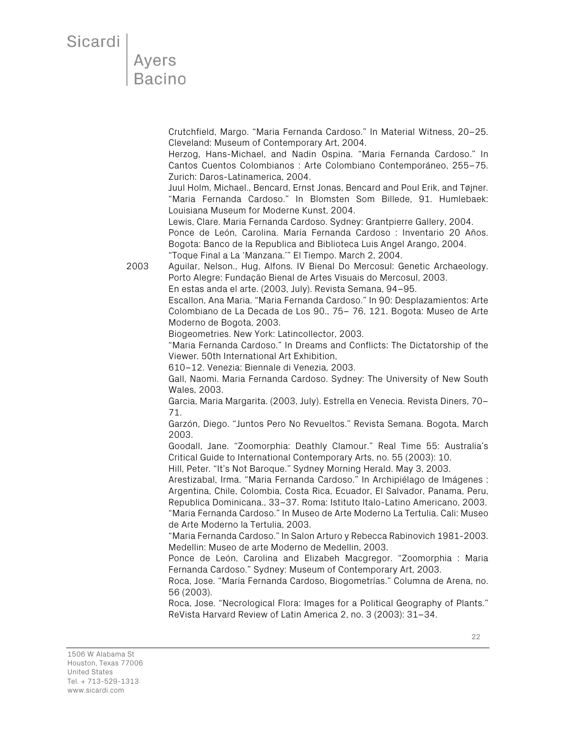Crutchfield, Margo. “Maria Fernanda Cardoso.” In Material Witness, 20–25. Cleveland: Museum of Contemporary Art, 2004.

Herzog, Hans-Michael, and Nadin Ospina. “Maria Fernanda Cardoso.” In Cantos Cuentos Colombianos : Arte Colombiano Contemporáneo, 255–75. Zurich: Daros-Latinamerica, 2004.

Juul Holm, Michael., Bencard, Ernst Jonas, Bencard and Poul Erik, and Tøjner. “Maria Fernanda Cardoso.” In Blomsten Som Billede, 91. Humlebaek: Louisiana Museum for Moderne Kunst, 2004.

Lewis, Clare. Maria Fernanda Cardoso. Sydney: Grantpierre Gallery, 2004.

Ponce de León, Carolina. María Fernanda Cardoso : Inventario 20 Años. Bogota: Banco de la Republica and Biblioteca Luis Angel Arango, 2004.

“Toque Final a La ‘Manzana.’” El Tiempo. March 2, 2004.

2003

Aguilar, Nelson., Hug, Alfons. IV Bienal Do Mercosul: Genetic Archaeology. Porto Alegre: Fundação Bienal de Artes Visuais do Mercosul, 2003.

En estas anda el arte. (2003, July). Revista Semana, 94–95.

Escallon, Ana Maria. “Maria Fernanda Cardoso.” In 90: Desplazamientos: Arte Colombiano de La Decada de Los 90., 75– 76, 121. Bogota: Museo de Arte Moderno de Bogota, 2003.

Biogeometries. New York: Latincollector, 2003.

“Maria Fernanda Cardoso.” In Dreams and Conflicts: The Dictatorship of the Viewer. 50th International Art Exhibition,
610–12. Venezia: Biennale di Venezia, 2003.

Gall, Naomi. Maria Fernanda Cardoso. Sydney: The University of New South Wales, 2003.

Garcia, Maria Margarita. (2003, July). Estrella en Venecia. Revista Diners, 70–71.

Garzón, Diego. “Juntos Pero No Revueltos.” Revista Semana. Bogota, March 2003.

Goodall, Jane. “Zoomorphia: Deathly Clamour.” Real Time 55: Australia's Critical Guide to International Contemporary Arts, no. 55 (2003): 10.

Hill, Peter. “It's Not Baroque.” Sydney Morning Herald. May 3, 2003.

Arestizabal, Irma. “Maria Fernanda Cardoso.” In Archipiélago de Imágenes : Argentina, Chile, Colombia, Costa Rica, Ecuador, El Salvador, Panama, Peru, Republica Dominicana., 33–37. Roma: Istituto Italo-Latino Americano, 2003.

“Maria Fernanda Cardoso.” In Museo de Arte Moderno La Tertulia. Cali: Museo de Arte Moderno la Tertulia, 2003.

“Maria Fernanda Cardoso.” In Salon Arturo y Rebecca Rabinovich 1981-2003. Medellin: Museo de arte Moderno de Medellin, 2003.

Ponce de León, Carolina and Elizabeh Macgregor. “Zoomorphia : Maria Fernanda Cardoso.” Sydney: Museum of Contemporary Art, 2003.

Roca, Jose. “María Fernanda Cardoso, Biogometrías.” Columna de Arena, no. 56 (2003).

Roca, Jose. “Necrological Flora: Images for a Political Geography of Plants.” ReVista Harvard Review of Latin America 2, no. 3 (2003): 31–34.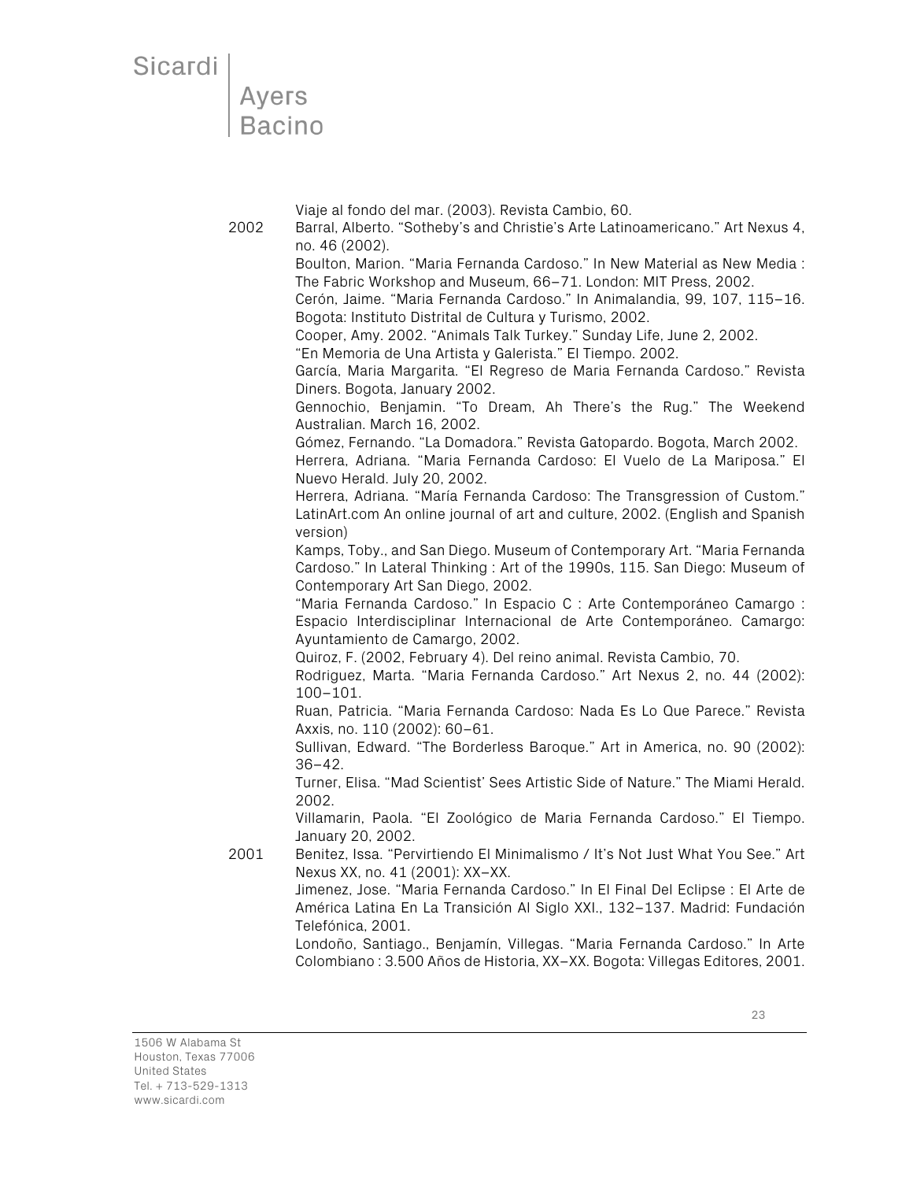Viaje al fondo del mar. (2003). Revista Cambio, 60.

**2002**

Barral, Alberto. “Sotheby’s and Christie’s Arte Latinoamericano.” Art Nexus 4, no. 46 (2002).

Boulton, Marion. “Maria Fernanda Cardoso.” In New Material as New Media : The Fabric Workshop and Museum, 66–71. London: MIT Press, 2002.

Cerón, Jaime. “Maria Fernanda Cardoso.” In Animalandia, 99, 107, 115–16. Bogota: Instituto Distrital de Cultura y Turismo, 2002.

Cooper, Amy. 2002. “Animals Talk Turkey.” Sunday Life, June 2, 2002.

“En Memoria de Una Artista y Galerista.” El Tiempo. 2002.

García, Maria Margarita. “El Regreso de Maria Fernanda Cardoso.” Revista Diners. Bogota, January 2002.

Gennochio, Benjamin. “To Dream, Ah There’s the Rug.” The Weekend Australian. March 16, 2002.

Gómez, Fernando. “La Domadora.” Revista Gatopardo. Bogota, March 2002.

Herrera, Adriana. “Maria Fernanda Cardoso: El Vuelo de La Mariposa.” El Nuevo Herald. July 20, 2002.

Herrera, Adriana. “María Fernanda Cardoso: The Transgression of Custom.” LatinArt.com An online journal of art and culture, 2002. (English and Spanish version)

Kamps, Toby., and San Diego. Museum of Contemporary Art. “Maria Fernanda Cardoso.” In Lateral Thinking : Art of the 1990s, 115. San Diego: Museum of Contemporary Art San Diego, 2002.

“Maria Fernanda Cardoso.” In Espacio C : Arte Contemporáneo Camargo : Espacio Interdisciplinar Internacional de Arte Contemporáneo. Camargo: Ayuntamiento de Camargo, 2002.

Quiroz, F. (2002, February 4). Del reino animal. Revista Cambio, 70.

Rodriguez, Marta. “Maria Fernanda Cardoso.” Art Nexus 2, no. 44 (2002): 100–101.

Ruan, Patricia. “Maria Fernanda Cardoso: Nada Es Lo Que Parece.” Revista Axxis, no. 110 (2002): 60–61.

Sullivan, Edward. “The Borderless Baroque.” Art in America, no. 90 (2002): 36–42.

Turner, Elisa. “‘Mad Scientist’ Sees Artistic Side of Nature.” The Miami Herald. 2002.

Villamarin, Paola. “El Zoológico de Maria Fernanda Cardoso.” El Tiempo. January 20, 2002.

**2001**

Benitez, Issa. “Pervirtiendo El Minimalismo / It’s Not Just What You See.” Art Nexus XX, no. 41 (2001): XX–XX.

Jimenez, Jose. “Maria Fernanda Cardoso.” In El Final Del Eclipse : El Arte de América Latina En La Transición Al Siglo XXI., 132–137. Madrid: Fundación Telefónica, 2001.

Londoño, Santiago., Benjamín, Villegas. “Maria Fernanda Cardoso.” In Arte Colombiano : 3.500 Años de Historia, XX–XX. Bogota: Villegas Editores, 2001.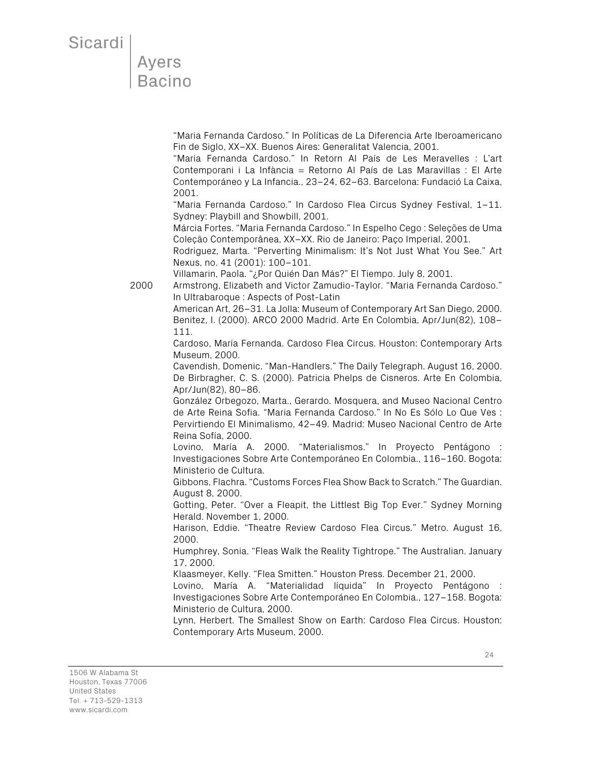"Maria Fernanda Cardoso." In Políticas de La Diferencia Arte Iberoamericano Fin de Siglo, XX–XX. Buenos Aires: Generalitat Valencia, 2001.

"Maria Fernanda Cardoso." In Retorn Al País de Les Meravelles : L'art Contemporani i La Infància = Retorno Al País de Las Maravillas : El Arte Contemporáneo y La Infancia., 23–24, 62–63. Barcelona: Fundació La Caixa, 2001.

"Maria Fernanda Cardoso." In Cardoso Flea Circus Sydney Festival, 1–11. Sydney: Playbill and Showbill, 2001.

Márcia Fortes. "Maria Fernanda Cardoso." In Espelho Cego : Seleções de Uma Coleção Contemporânea, XX–XX. Rio de Janeiro: Paço Imperial, 2001.

Rodriguez, Marta. "Perverting Minimalism: It's Not Just What You See." Art Nexus, no. 41 (2001): 100–101.

Villamarin, Paola. "¿Por Quién Dan Más?" El Tiempo. July 8, 2001.

**2000**

Armstrong, Elizabeth and Victor Zamudio-Taylor. "Maria Fernanda Cardoso." In Ultrabaroque : Aspects of Post-Latin American Art, 26–31. La Jolla: Museum of Contemporary Art San Diego, 2000.

Benitez, I. (2000). ARCO 2000 Madrid. Arte En Colombia, Apr/Jun(82), 108–111.

Cardoso, María Fernanda. Cardoso Flea Circus. Houston: Contemporary Arts Museum, 2000.

Cavendish, Domenic. "Man-Handlers." The Daily Telegraph. August 16, 2000.

De Birbragher, C. S. (2000). Patricia Phelps de Cisneros. Arte En Colombia, Apr/Jun(82), 80–86.

González Orbegozo, Marta., Gerardo. Mosquera, and Museo Nacional Centro de Arte Reina Sofia. "Maria Fernanda Cardoso." In No Es Sólo Lo Que Ves : Pervirtiendo El Minimalismo, 42–49. Madrid: Museo Nacional Centro de Arte Reina Sofía, 2000.

Lovino, María A. 2000. "Materialismos." In Proyecto Pentágono : Investigaciones Sobre Arte Contemporáneo En Colombia., 116–160. Bogota: Ministerio de Cultura.

Gibbons, Flachra. "Customs Forces Flea Show Back to Scratch." The Guardian. August 8, 2000.

Gotting, Peter. "Over a Fleapit, the Littlest Big Top Ever." Sydney Morning Herald. November 1, 2000.

Harison, Eddie. "Theatre Review Cardoso Flea Circus." Metro. August 16, 2000.

Humphrey, Sonia. "Fleas Walk the Reality Tightrope." The Australian. January 17, 2000.

Klaasmeyer, Kelly. "Flea Smitten." Houston Press. December 21, 2000.

Lovino, María A. "Materialidad líquida" In Proyecto Pentágono : Investigaciones Sobre Arte Contemporáneo En Colombia., 127–158. Bogota: Ministerio de Cultura, 2000.

Lynn, Herbert. The Smallest Show on Earth: Cardoso Flea Circus. Houston: Contemporary Arts Museum, 2000.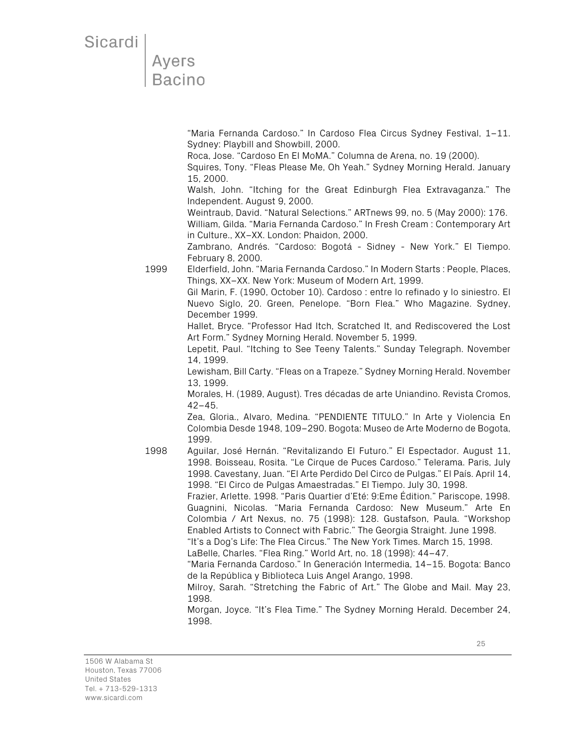"Maria Fernanda Cardoso." In Cardoso Flea Circus Sydney Festival, 1–11. Sydney: Playbill and Showbill, 2000.

Roca, Jose. "Cardoso En El MoMA." Columna de Arena, no. 19 (2000).

Squires, Tony. "Fleas Please Me, Oh Yeah." Sydney Morning Herald. January 15, 2000.

Walsh, John. "Itching for the Great Edinburgh Flea Extravaganza." The Independent. August 9, 2000.

Weintraub, David. "Natural Selections." ARTnews 99, no. 5 (May 2000): 176.

William, Gilda. "Maria Fernanda Cardoso." In Fresh Cream : Contemporary Art in Culture., XX–XX. London: Phaidon, 2000.

Zambrano, Andrés. "Cardoso: Bogotá - Sidney - New York." El Tiempo. February 8, 2000.

1999 Elderfield, John. "Maria Fernanda Cardoso." In Modern Starts : People, Places, Things, XX–XX. New York: Museum of Modern Art, 1999.

Gil Marin, F. (1990, October 10). Cardoso : entre lo refinado y lo siniestro. El Nuevo Siglo, 20. Green, Penelope. "Born Flea." Who Magazine. Sydney, December 1999.

Hallet, Bryce. "Professor Had Itch, Scratched It, and Rediscovered the Lost Art Form." Sydney Morning Herald. November 5, 1999.

Lepetit, Paul. "Itching to See Teeny Talents." Sunday Telegraph. November 14, 1999.

Lewisham, Bill Carty. "Fleas on a Trapeze." Sydney Morning Herald. November 13, 1999.

Morales, H. (1989, August). Tres décadas de arte Uniandino. Revista Cromos, 42–45.

Zea, Gloria., Alvaro, Medina. "PENDIENTE TITULO." In Arte y Violencia En Colombia Desde 1948, 109–290. Bogota: Museo de Arte Moderno de Bogota, 1999.

1998 Aguilar, José Hernán. "Revitalizando El Futuro." El Espectador. August 11, 1998. Boisseau, Rosita. "Le Cirque de Puces Cardoso." Telerama. Paris, July 1998. Cavestany, Juan. "El Arte Perdido Del Circo de Pulgas." El País. April 14, 1998. "El Circo de Pulgas Amaestradas." El Tiempo. July 30, 1998.

Frazier, Arlette. 1998. "Paris Quartier d'Eté: 9:Eme Édition." Pariscope, 1998. Guagnini, Nicolas. "Maria Fernanda Cardoso: New Museum." Arte En Colombia / Art Nexus, no. 75 (1998): 128. Gustafson, Paula. "Workshop Enabled Artists to Connect with Fabric." The Georgia Straight. June 1998.

"It's a Dog's Life: The Flea Circus." The New York Times. March 15, 1998.

LaBelle, Charles. "Flea Ring." World Art, no. 18 (1998): 44–47.

"Maria Fernanda Cardoso." In Generación Intermedia, 14–15. Bogota: Banco de la República y Biblioteca Luis Angel Arango, 1998.

Milroy, Sarah. "Stretching the Fabric of Art." The Globe and Mail. May 23, 1998.

Morgan, Joyce. "It's Flea Time." The Sydney Morning Herald. December 24, 1998.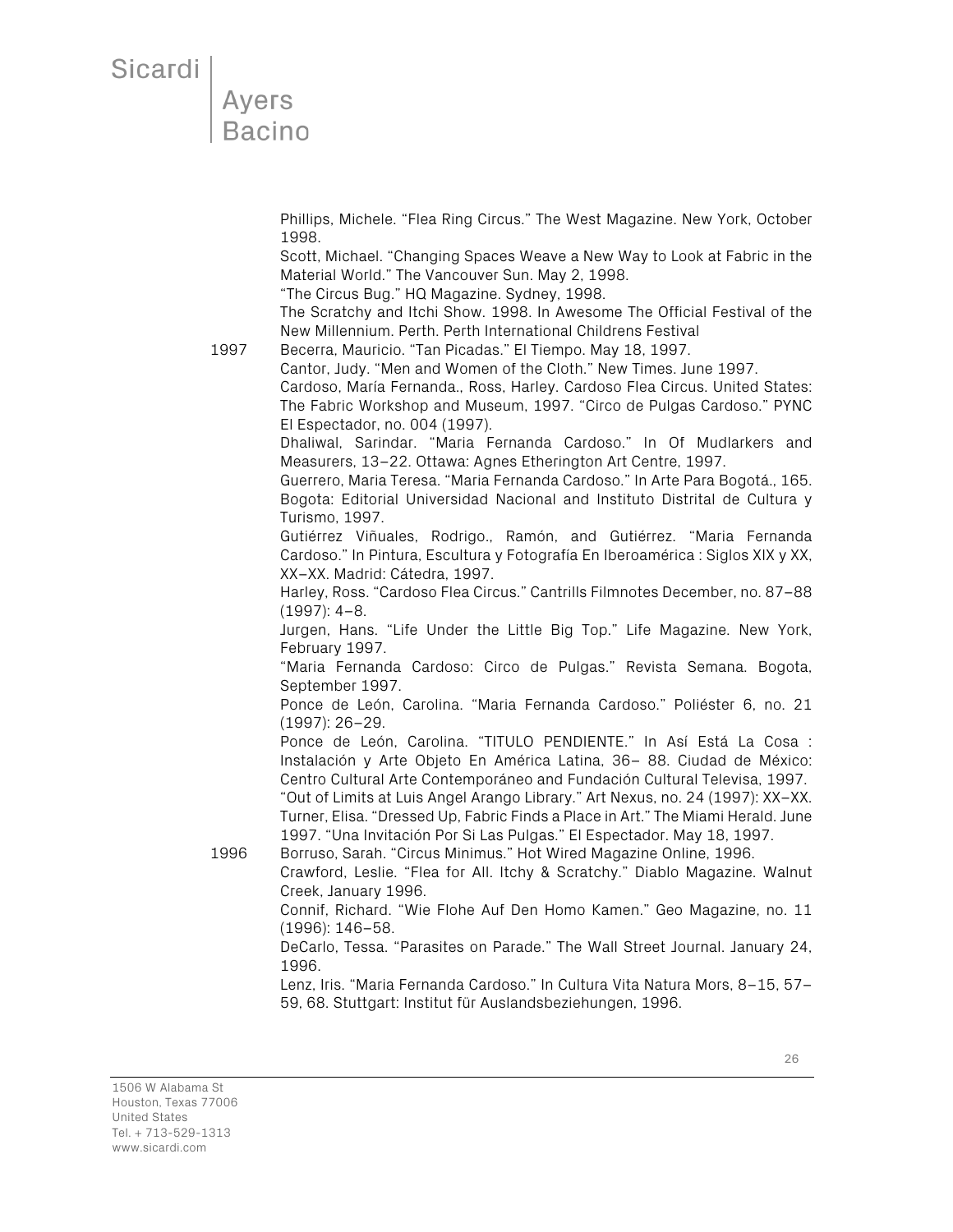Phillips, Michele. "Flea Ring Circus." The West Magazine. New York, October 1998.

Scott, Michael. "Changing Spaces Weave a New Way to Look at Fabric in the Material World." The Vancouver Sun. May 2, 1998.

"The Circus Bug." HQ Magazine. Sydney, 1998.

The Scratchy and Itchi Show. 1998. In Awesome The Official Festival of the New Millennium. Perth. Perth International Childrens Festival

**1997**

Becerra, Mauricio. "Tan Picadas." El Tiempo. May 18, 1997.

Cantor, Judy. "Men and Women of the Cloth." New Times. June 1997.

Cardoso, María Fernanda., Ross, Harley. Cardoso Flea Circus. United States: The Fabric Workshop and Museum, 1997. "Circo de Pulgas Cardoso." PYNC El Espectador, no. 004 (1997).

Dhaliwal, Sarindar. "Maria Fernanda Cardoso." In Of Mudlarkers and Measurers, 13–22. Ottawa: Agnes Etherington Art Centre, 1997.

Guerrero, Maria Teresa. "Maria Fernanda Cardoso." In Arte Para Bogotá., 165. Bogota: Editorial Universidad Nacional and Instituto Distrital de Cultura y Turismo, 1997.

Gutiérrez Viñuales, Rodrigo., Ramón, and Gutiérrez. "Maria Fernanda Cardoso." In Pintura, Escultura y Fotografía En Iberoamérica : Siglos XIX y XX, XX–XX. Madrid: Cátedra, 1997.

Harley, Ross. "Cardoso Flea Circus." Cantrills Filmnotes December, no. 87–88 (1997): 4–8.

Jurgen, Hans. "Life Under the Little Big Top." Life Magazine. New York, February 1997.

"Maria Fernanda Cardoso: Circo de Pulgas." Revista Semana. Bogota, September 1997.

Ponce de León, Carolina. "Maria Fernanda Cardoso." Poliéster 6, no. 21 (1997): 26–29.

Ponce de León, Carolina. "TITULO PENDIENTE." In Así Está La Cosa : Instalación y Arte Objeto En América Latina, 36– 88. Ciudad de México: Centro Cultural Arte Contemporáneo and Fundación Cultural Televisa, 1997.

"Out of Limits at Luis Angel Arango Library." Art Nexus, no. 24 (1997): XX–XX.

Turner, Elisa. "Dressed Up, Fabric Finds a Place in Art." The Miami Herald. June 1997. "Una Invitación Por Si Las Pulgas." El Espectador. May 18, 1997.

**1996**

Borruso, Sarah. "Circus Minimus." Hot Wired Magazine Online, 1996.

Crawford, Leslie. "Flea for All. Itchy & Scratchy." Diablo Magazine. Walnut Creek, January 1996.

Connif, Richard. "Wie Flohe Auf Den Homo Kamen." Geo Magazine, no. 11 (1996): 146–58.

DeCarlo, Tessa. "Parasites on Parade." The Wall Street Journal. January 24, 1996.

Lenz, Iris. "Maria Fernanda Cardoso." In Cultura Vita Natura Mors, 8–15, 57–59, 68. Stuttgart: Institut für Auslandsbeziehungen, 1996.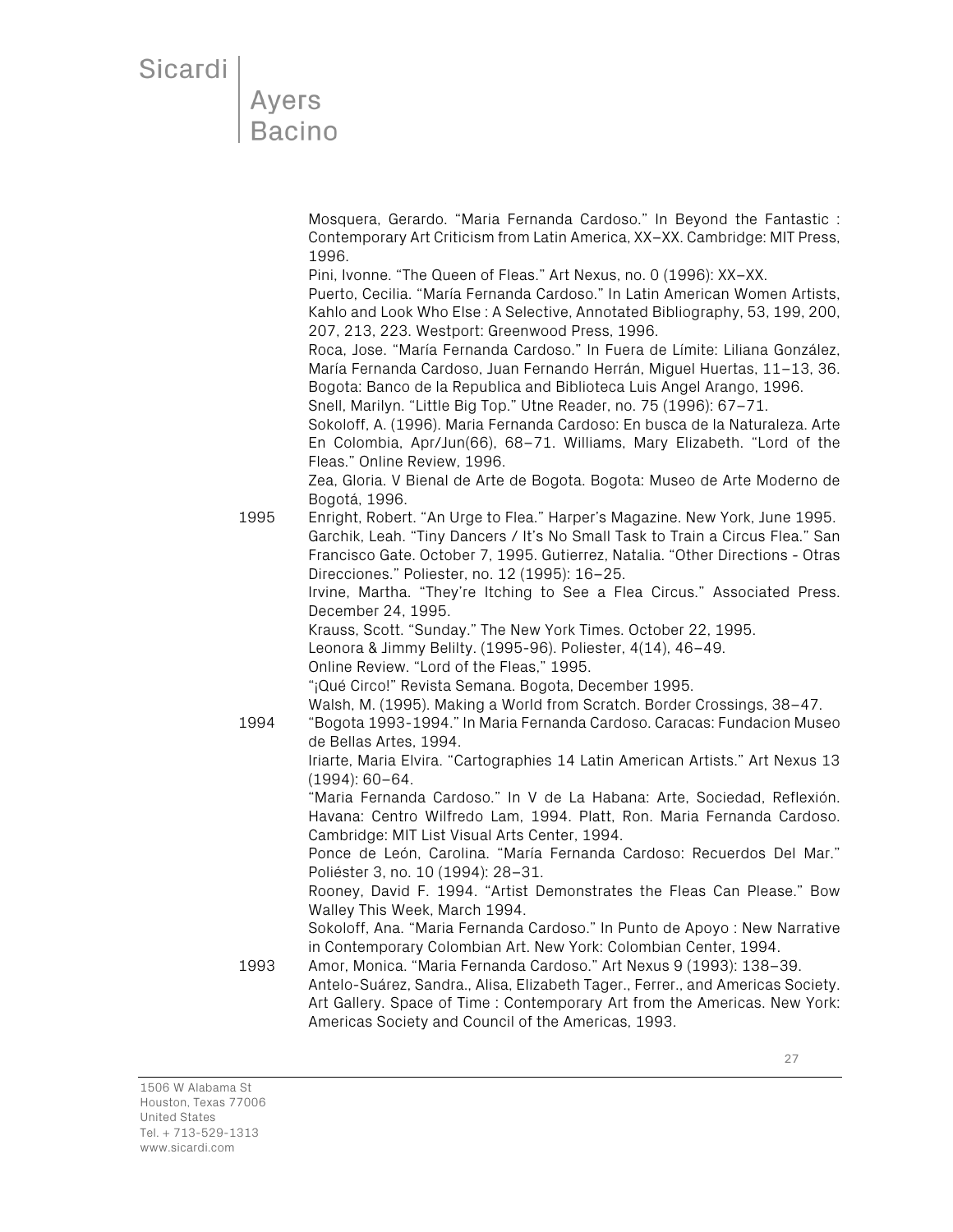Mosquera, Gerardo. “Maria Fernanda Cardoso.” In Beyond the Fantastic : Contemporary Art Criticism from Latin America, XX–XX. Cambridge: MIT Press, 1996.

Pini, Ivonne. “The Queen of Fleas.” Art Nexus, no. 0 (1996): XX–XX.

Puerto, Cecilia. “María Fernanda Cardoso.” In Latin American Women Artists, Kahlo and Look Who Else : A Selective, Annotated Bibliography, 53, 199, 200, 207, 213, 223. Westport: Greenwood Press, 1996.

Roca, Jose. “María Fernanda Cardoso.” In Fuera de Límite: Liliana González, María Fernanda Cardoso, Juan Fernando Herrán, Miguel Huertas, 11–13, 36. Bogota: Banco de la Republica and Biblioteca Luis Angel Arango, 1996.

Snell, Marilyn. “Little Big Top.” Utne Reader, no. 75 (1996): 67–71.

Sokoloff, A. (1996). Maria Fernanda Cardoso: En busca de la Naturaleza. Arte En Colombia, Apr/Jun(66), 68–71. Williams, Mary Elizabeth. “Lord of the Fleas.” Online Review, 1996.

Zea, Gloria. V Bienal de Arte de Bogota. Bogota: Museo de Arte Moderno de Bogotá, 1996.

1995

Enright, Robert. “An Urge to Flea.” Harper’s Magazine. New York, June 1995.

Garchik, Leah. “Tiny Dancers / It’s No Small Task to Train a Circus Flea.” San Francisco Gate. October 7, 1995. Gutierrez, Natalia. “Other Directions - Otras Direcciones.” Poliester, no. 12 (1995): 16–25.

Irvine, Martha. “They’re Itching to See a Flea Circus.” Associated Press. December 24, 1995.

Krauss, Scott. “Sunday.” The New York Times. October 22, 1995.

Leonora & Jimmy Belilty. (1995-96). Poliester, 4(14), 46–49.

Online Review. “Lord of the Fleas,” 1995.

“¡Qué Circo!” Revista Semana. Bogota, December 1995.

Walsh, M. (1995). Making a World from Scratch. Border Crossings, 38–47.

1994

“Bogota 1993-1994.” In Maria Fernanda Cardoso. Caracas: Fundacion Museo de Bellas Artes, 1994.

Iriarte, Maria Elvira. “Cartographies 14 Latin American Artists.” Art Nexus 13 (1994): 60–64.

“Maria Fernanda Cardoso.” In V de La Habana: Arte, Sociedad, Reflexión. Havana: Centro Wilfredo Lam, 1994. Platt, Ron. Maria Fernanda Cardoso. Cambridge: MIT List Visual Arts Center, 1994.

Ponce de León, Carolina. “María Fernanda Cardoso: Recuerdos Del Mar.” Poliéster 3, no. 10 (1994): 28–31.

Rooney, David F. 1994. “Artist Demonstrates the Fleas Can Please.” Bow Walley This Week, March 1994.

Sokoloff, Ana. “Maria Fernanda Cardoso.” In Punto de Apoyo : New Narrative in Contemporary Colombian Art. New York: Colombian Center, 1994.

1993

Amor, Monica. “Maria Fernanda Cardoso.” Art Nexus 9 (1993): 138–39.

Antelo-Suárez, Sandra., Alisa, Elizabeth Tager., Ferrer., and Americas Society. Art Gallery. Space of Time : Contemporary Art from the Americas. New York: Americas Society and Council of the Americas, 1993.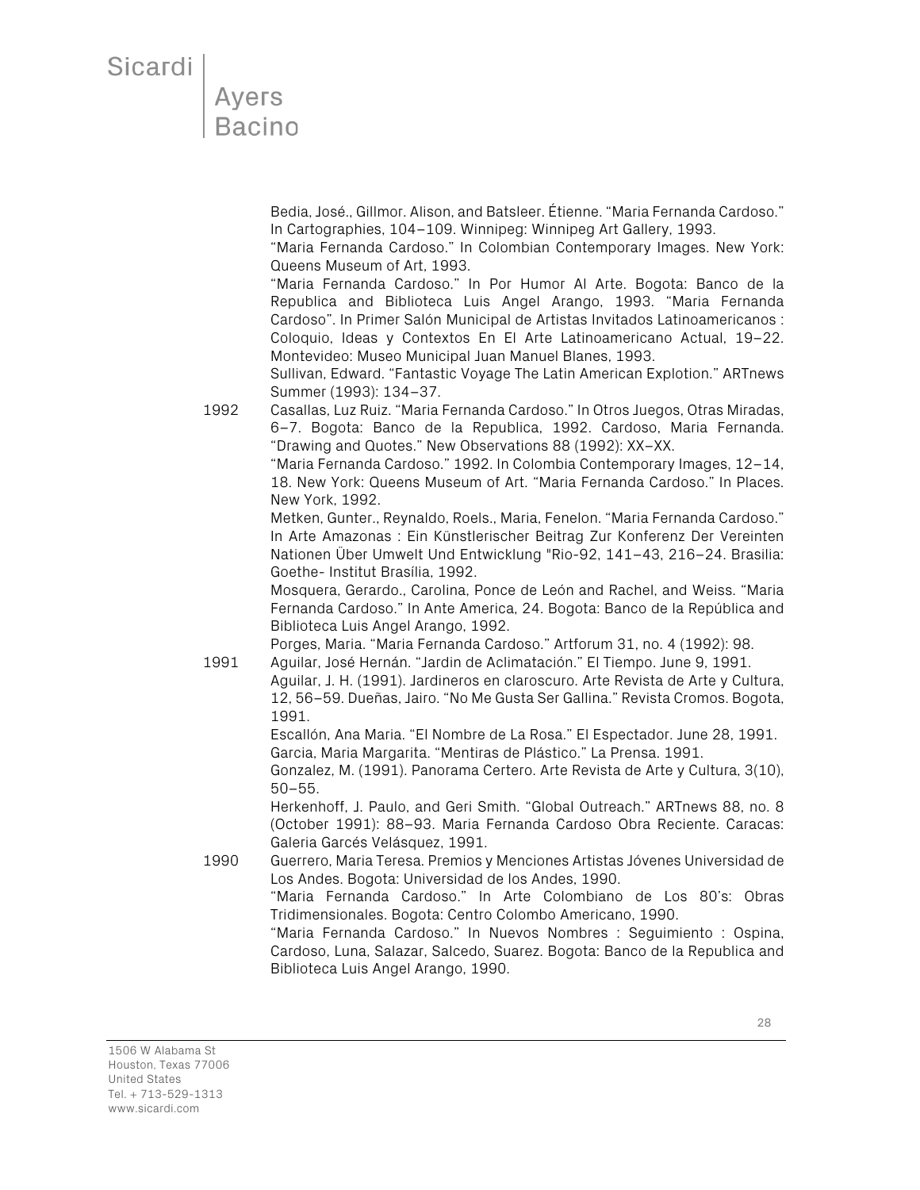Bedia, José., Gillmor. Alison, and Batsleer. Étienne. "Maria Fernanda Cardoso." In Cartographies, 104–109. Winnipeg: Winnipeg Art Gallery, 1993.

"Maria Fernanda Cardoso." In Colombian Contemporary Images. New York: Queens Museum of Art, 1993.

"Maria Fernanda Cardoso." In Por Humor Al Arte. Bogota: Banco de la Republica and Biblioteca Luis Angel Arango, 1993. "Maria Fernanda Cardoso". In Primer Salón Municipal de Artistas Invitados Latinoamericanos : Coloquio, Ideas y Contextos En El Arte Latinoamericano Actual, 19–22. Montevideo: Museo Municipal Juan Manuel Blanes, 1993.

Sullivan, Edward. "Fantastic Voyage The Latin American Explotion." ARTnews Summer (1993): 134–37.

**1992**

Casallas, Luz Ruiz. "Maria Fernanda Cardoso." In Otros Juegos, Otras Miradas, 6–7. Bogota: Banco de la Republica, 1992. Cardoso, Maria Fernanda. "Drawing and Quotes." New Observations 88 (1992): XX–XX.

"Maria Fernanda Cardoso." 1992. In Colombia Contemporary Images, 12–14, 18. New York: Queens Museum of Art. "Maria Fernanda Cardoso." In Places. New York, 1992.

Metken, Gunter., Reynaldo, Roels., Maria, Fenelon. "Maria Fernanda Cardoso." In Arte Amazonas : Ein Künstlerischer Beitrag Zur Konferenz Der Vereinten Nationen Über Umwelt Und Entwicklung "Rio-92, 141–43, 216–24. Brasilia: Goethe- Institut Brasília, 1992.

Mosquera, Gerardo., Carolina, Ponce de León and Rachel, and Weiss. "Maria Fernanda Cardoso." In Ante America, 24. Bogota: Banco de la República and Biblioteca Luis Angel Arango, 1992.

Porges, Maria. "Maria Fernanda Cardoso." Artforum 31, no. 4 (1992): 98.

**1991**

Aguilar, José Hernán. "Jardin de Aclimatación." El Tiempo. June 9, 1991.

Aguilar, J. H. (1991). Jardineros en claroscuro. Arte Revista de Arte y Cultura, 12, 56–59. Dueñas, Jairo. "No Me Gusta Ser Gallina." Revista Cromos. Bogota, 1991.

Escallón, Ana Maria. "El Nombre de La Rosa." El Espectador. June 28, 1991.

Garcia, Maria Margarita. "Mentiras de Plástico." La Prensa. 1991.

Gonzalez, M. (1991). Panorama Certero. Arte Revista de Arte y Cultura, 3(10), 50–55.

Herkenhoff, J. Paulo, and Geri Smith. "Global Outreach." ARTnews 88, no. 8 (October 1991): 88–93. Maria Fernanda Cardoso Obra Reciente. Caracas: Galeria Garcés Velásquez, 1991.

**1990**

Guerrero, Maria Teresa. Premios y Menciones Artistas Jóvenes Universidad de Los Andes. Bogota: Universidad de los Andes, 1990.

"Maria Fernanda Cardoso." In Arte Colombiano de Los 80's: Obras Tridimensionales. Bogota: Centro Colombo Americano, 1990.

"Maria Fernanda Cardoso." In Nuevos Nombres : Seguimiento : Ospina, Cardoso, Luna, Salazar, Salcedo, Suarez. Bogota: Banco de la Republica and Biblioteca Luis Angel Arango, 1990.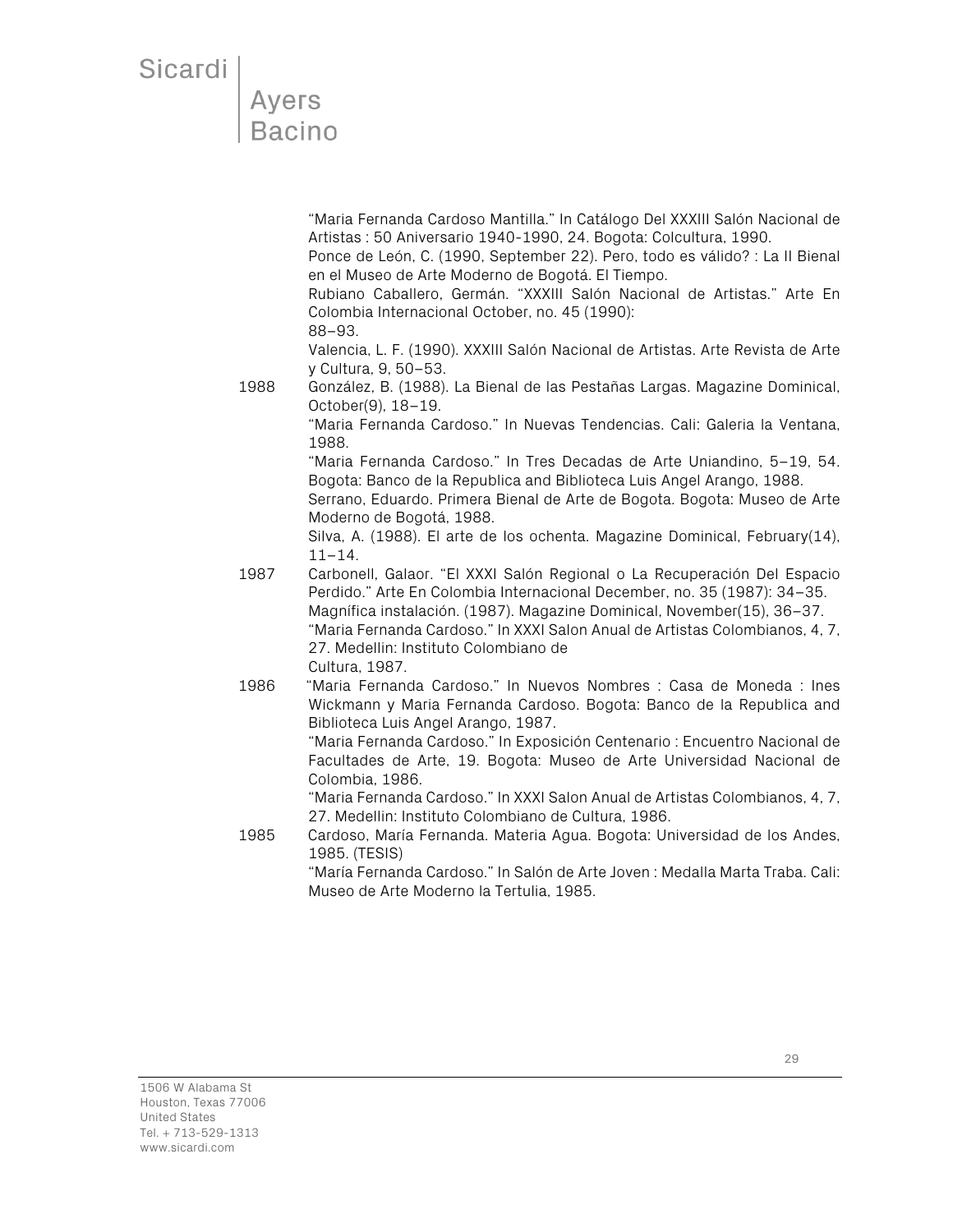"Maria Fernanda Cardoso Mantilla." In Catálogo Del XXXIII Salón Nacional de Artistas : 50 Aniversario 1940-1990, 24. Bogota: Colcultura, 1990.
Ponce de León, C. (1990, September 22). Pero, todo es válido? : La II Bienal en el Museo de Arte Moderno de Bogotá. El Tiempo.
Rubiano Caballero, Germán. "XXXIII Salón Nacional de Artistas." Arte En Colombia Internacional October, no. 45 (1990):
88–93.
Valencia, L. F. (1990). XXXIII Salón Nacional de Artistas. Arte Revista de Arte y Cultura, 9, 50–53.

1988
González, B. (1988). La Bienal de las Pestañas Largas. Magazine Dominical, October(9), 18–19.
"Maria Fernanda Cardoso." In Nuevas Tendencias. Cali: Galeria la Ventana, 1988.
"Maria Fernanda Cardoso." In Tres Decadas de Arte Uniandino, 5–19, 54. Bogota: Banco de la Republica and Biblioteca Luis Angel Arango, 1988.
Serrano, Eduardo. Primera Bienal de Arte de Bogota. Bogota: Museo de Arte Moderno de Bogotá, 1988.
Silva, A. (1988). El arte de los ochenta. Magazine Dominical, February(14), 11–14.

1987
Carbonell, Galaor. "El XXXI Salón Regional o La Recuperación Del Espacio Perdido." Arte En Colombia Internacional December, no. 35 (1987): 34–35.
Magnífica instalación. (1987). Magazine Dominical, November(15), 36–37.
"Maria Fernanda Cardoso." In XXXI Salon Anual de Artistas Colombianos, 4, 7, 27. Medellin: Instituto Colombiano de
Cultura, 1987.

1986
"Maria Fernanda Cardoso." In Nuevos Nombres : Casa de Moneda : Ines Wickmann y Maria Fernanda Cardoso. Bogota: Banco de la Republica and Biblioteca Luis Angel Arango, 1987.
"Maria Fernanda Cardoso." In Exposición Centenario : Encuentro Nacional de Facultades de Arte, 19. Bogota: Museo de Arte Universidad Nacional de Colombia, 1986.
"Maria Fernanda Cardoso." In XXXI Salon Anual de Artistas Colombianos, 4, 7, 27. Medellin: Instituto Colombiano de Cultura, 1986.

1985
Cardoso, María Fernanda. Materia Agua. Bogota: Universidad de los Andes, 1985. (TESIS)
"María Fernanda Cardoso." In Salón de Arte Joven : Medalla Marta Traba. Cali: Museo de Arte Moderno la Tertulia, 1985.